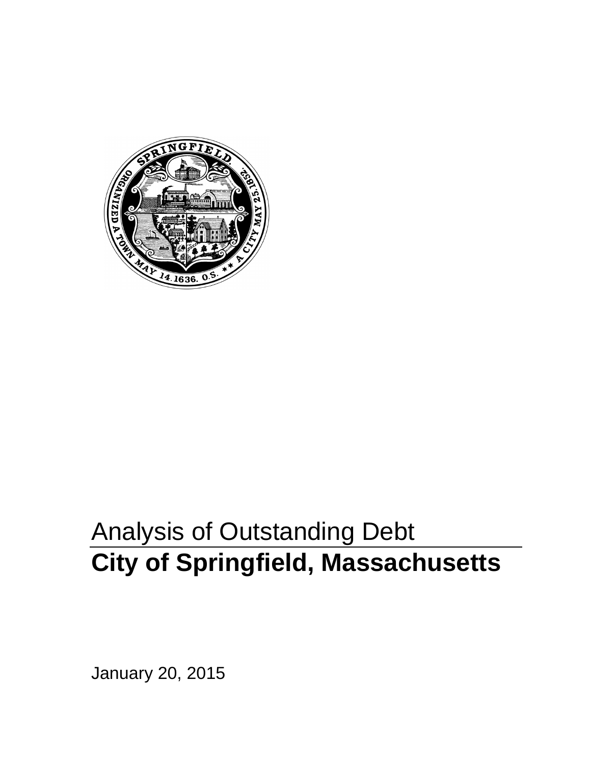Analysis of Outstanding Debt

# City of Springfield, Massachusetts

January 20, 2015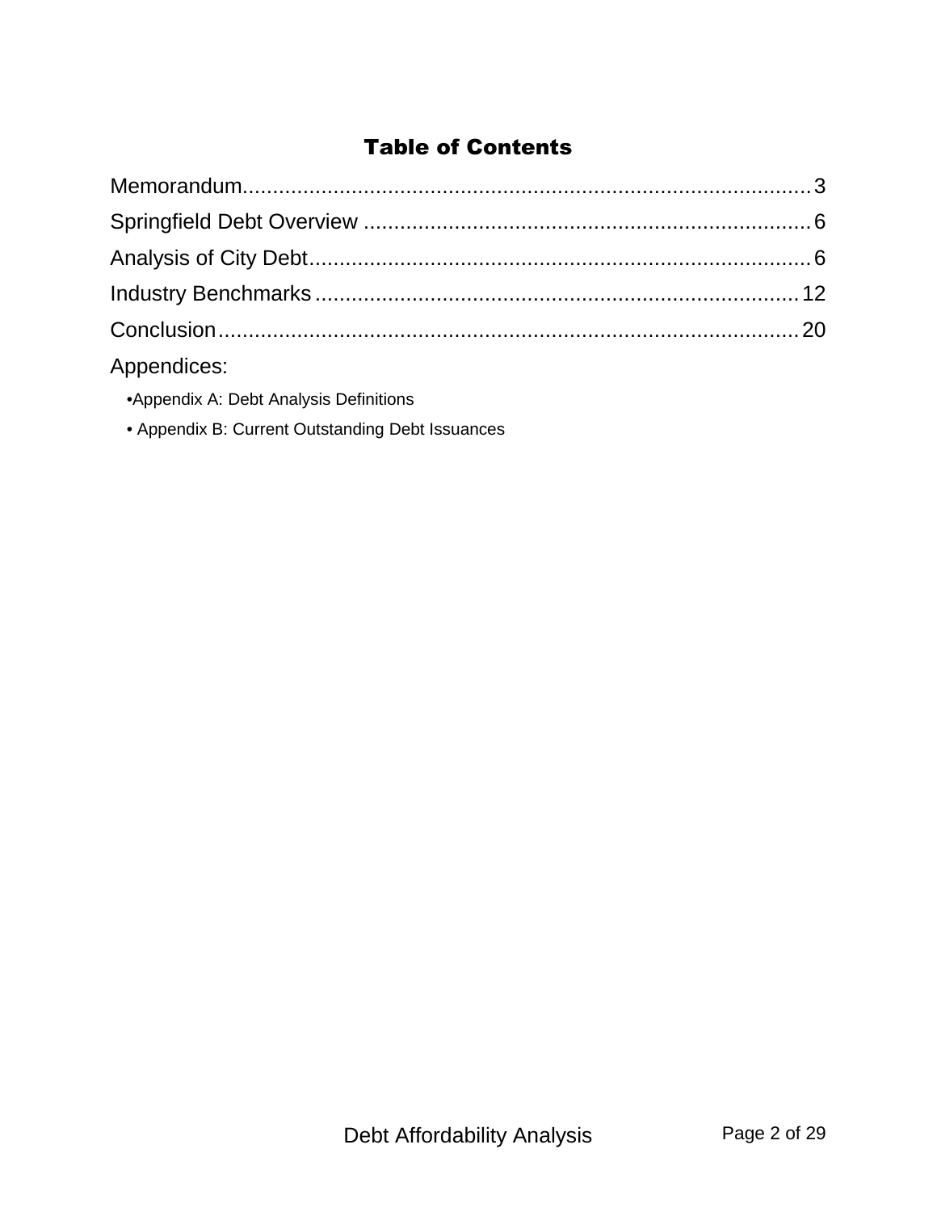## Table of Contents

Memorandum.......................................................................................3

Springfield Debt Overview ..........................................................................6

Analysis of City Debt....................................................................................6

Industry Benchmarks ...................................................................................12

Conclusion...................................................................................................20

Appendices:

- Appendix A: Debt Analysis Definitions
- Appendix B: Current Outstanding Debt Issuances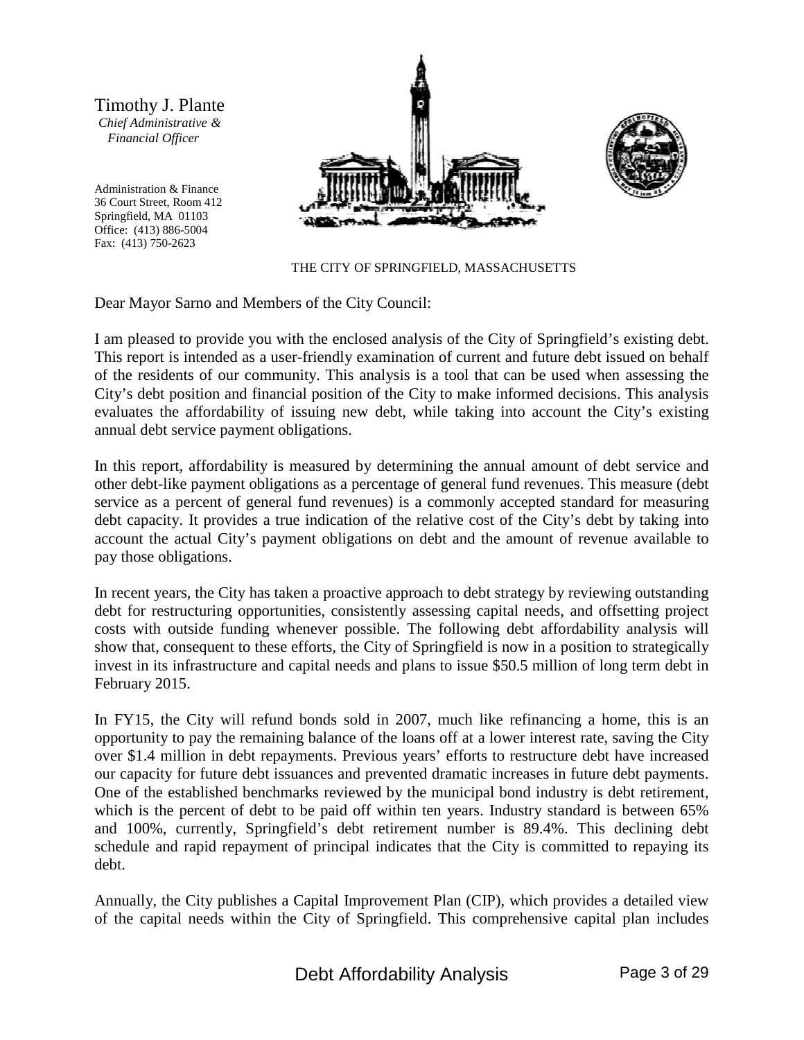Timothy J. Plante
*Chief Administrative & Financial Officer*

Administration & Finance
36 Court Street, Room 412
Springfield, MA 01103
Office: (413) 886-5004
Fax: (413) 750-2623

THE CITY OF SPRINGFIELD, MASSACHUSETTS

Dear Mayor Sarno and Members of the City Council:

I am pleased to provide you with the enclosed analysis of the City of Springfield's existing debt. This report is intended as a user-friendly examination of current and future debt issued on behalf of the residents of our community. This analysis is a tool that can be used when assessing the City's debt position and financial position of the City to make informed decisions. This analysis evaluates the affordability of issuing new debt, while taking into account the City's existing annual debt service payment obligations.

In this report, affordability is measured by determining the annual amount of debt service and other debt-like payment obligations as a percentage of general fund revenues. This measure (debt service as a percent of general fund revenues) is a commonly accepted standard for measuring debt capacity. It provides a true indication of the relative cost of the City's debt by taking into account the actual City's payment obligations on debt and the amount of revenue available to pay those obligations.

In recent years, the City has taken a proactive approach to debt strategy by reviewing outstanding debt for restructuring opportunities, consistently assessing capital needs, and offsetting project costs with outside funding whenever possible. The following debt affordability analysis will show that, consequent to these efforts, the City of Springfield is now in a position to strategically invest in its infrastructure and capital needs and plans to issue $50.5 million of long term debt in February 2015.

In FY15, the City will refund bonds sold in 2007, much like refinancing a home, this is an opportunity to pay the remaining balance of the loans off at a lower interest rate, saving the City over $1.4 million in debt repayments. Previous years' efforts to restructure debt have increased our capacity for future debt issuances and prevented dramatic increases in future debt payments. One of the established benchmarks reviewed by the municipal bond industry is debt retirement, which is the percent of debt to be paid off within ten years. Industry standard is between 65% and 100%, currently, Springfield's debt retirement number is 89.4%. This declining debt schedule and rapid repayment of principal indicates that the City is committed to repaying its debt.

Annually, the City publishes a Capital Improvement Plan (CIP), which provides a detailed view of the capital needs within the City of Springfield. This comprehensive capital plan includes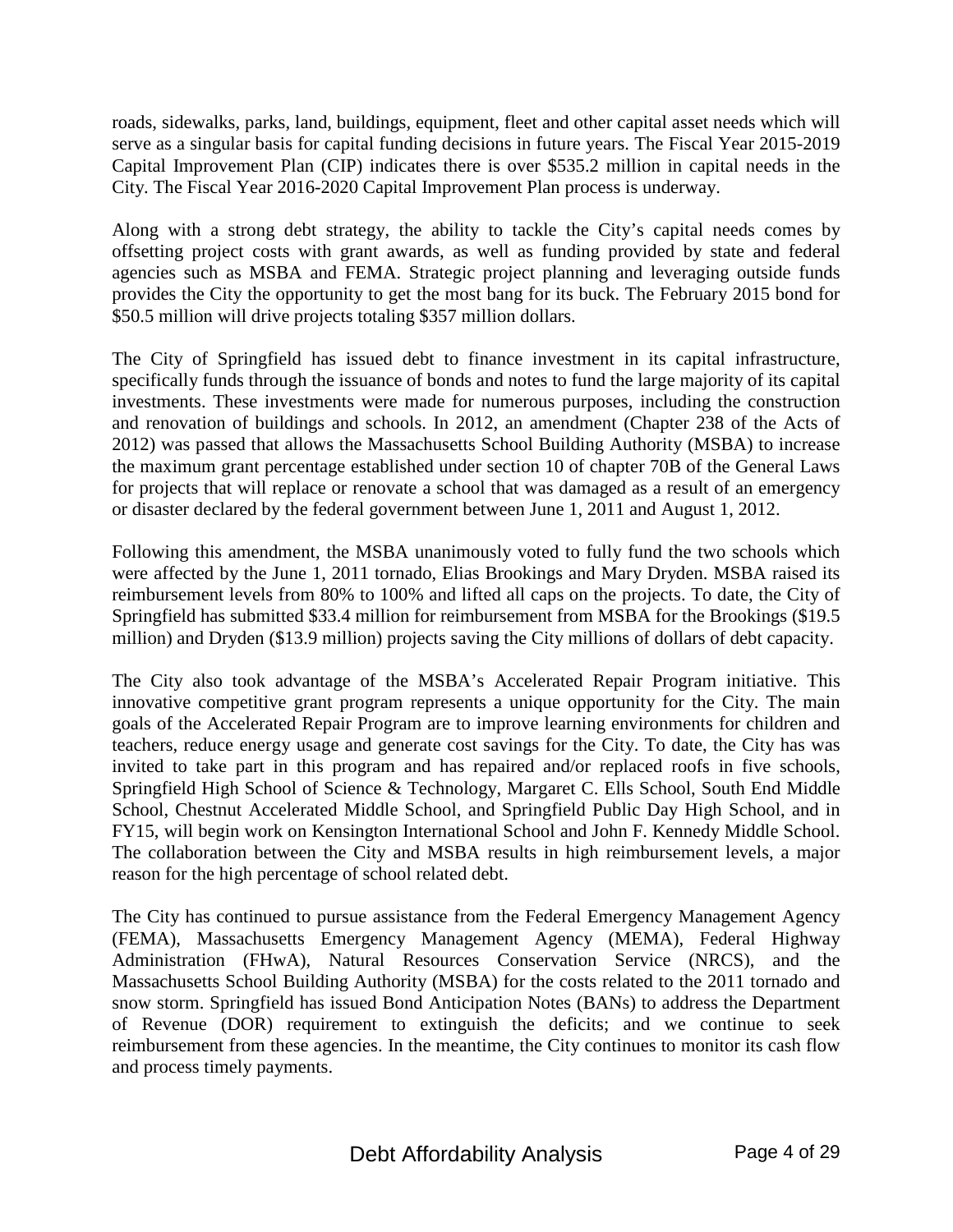roads, sidewalks, parks, land, buildings, equipment, fleet and other capital asset needs which will serve as a singular basis for capital funding decisions in future years. The Fiscal Year 2015-2019 Capital Improvement Plan (CIP) indicates there is over $535.2 million in capital needs in the City. The Fiscal Year 2016-2020 Capital Improvement Plan process is underway.

Along with a strong debt strategy, the ability to tackle the City's capital needs comes by offsetting project costs with grant awards, as well as funding provided by state and federal agencies such as MSBA and FEMA. Strategic project planning and leveraging outside funds provides the City the opportunity to get the most bang for its buck. The February 2015 bond for $50.5 million will drive projects totaling $357 million dollars.

The City of Springfield has issued debt to finance investment in its capital infrastructure, specifically funds through the issuance of bonds and notes to fund the large majority of its capital investments. These investments were made for numerous purposes, including the construction and renovation of buildings and schools. In 2012, an amendment (Chapter 238 of the Acts of 2012) was passed that allows the Massachusetts School Building Authority (MSBA) to increase the maximum grant percentage established under section 10 of chapter 70B of the General Laws for projects that will replace or renovate a school that was damaged as a result of an emergency or disaster declared by the federal government between June 1, 2011 and August 1, 2012.

Following this amendment, the MSBA unanimously voted to fully fund the two schools which were affected by the June 1, 2011 tornado, Elias Brookings and Mary Dryden. MSBA raised its reimbursement levels from 80% to 100% and lifted all caps on the projects. To date, the City of Springfield has submitted $33.4 million for reimbursement from MSBA for the Brookings ($19.5 million) and Dryden ($13.9 million) projects saving the City millions of dollars of debt capacity.

The City also took advantage of the MSBA's Accelerated Repair Program initiative. This innovative competitive grant program represents a unique opportunity for the City. The main goals of the Accelerated Repair Program are to improve learning environments for children and teachers, reduce energy usage and generate cost savings for the City. To date, the City has was invited to take part in this program and has repaired and/or replaced roofs in five schools, Springfield High School of Science & Technology, Margaret C. Ells School, South End Middle School, Chestnut Accelerated Middle School, and Springfield Public Day High School, and in FY15, will begin work on Kensington International School and John F. Kennedy Middle School. The collaboration between the City and MSBA results in high reimbursement levels, a major reason for the high percentage of school related debt.

The City has continued to pursue assistance from the Federal Emergency Management Agency (FEMA), Massachusetts Emergency Management Agency (MEMA), Federal Highway Administration (FHwA), Natural Resources Conservation Service (NRCS), and the Massachusetts School Building Authority (MSBA) for the costs related to the 2011 tornado and snow storm. Springfield has issued Bond Anticipation Notes (BANs) to address the Department of Revenue (DOR) requirement to extinguish the deficits; and we continue to seek reimbursement from these agencies. In the meantime, the City continues to monitor its cash flow and process timely payments.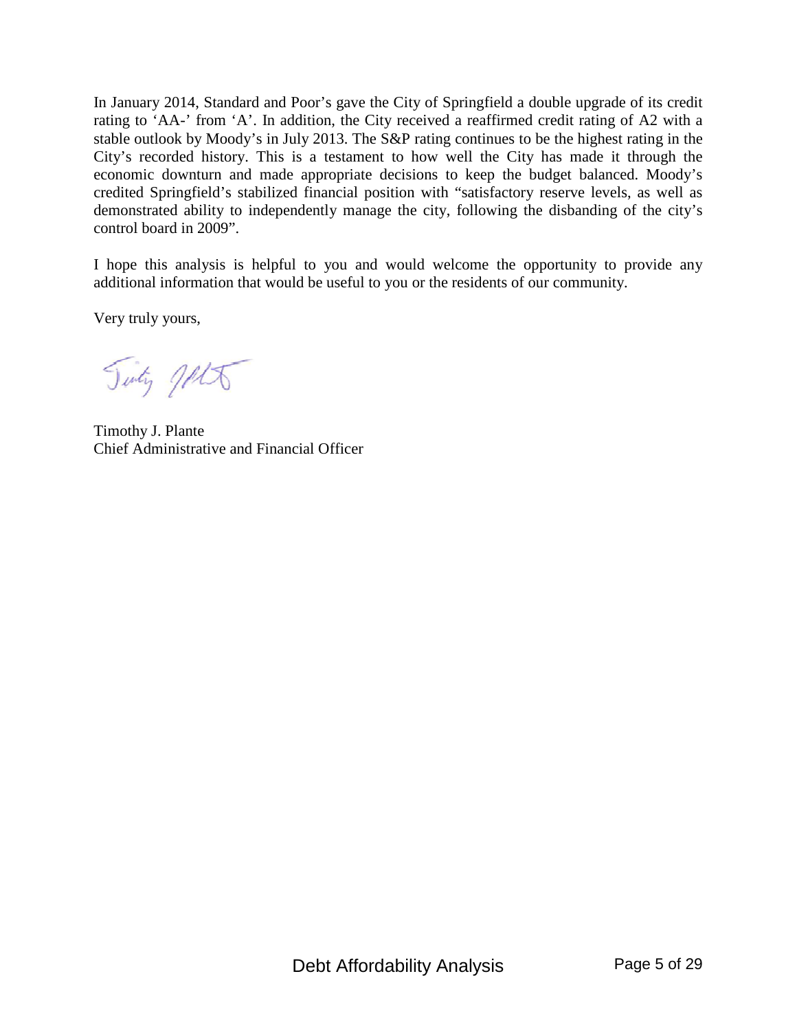In January 2014, Standard and Poor's gave the City of Springfield a double upgrade of its credit rating to 'AA-' from 'A'. In addition, the City received a reaffirmed credit rating of A2 with a stable outlook by Moody's in July 2013. The S&P rating continues to be the highest rating in the City's recorded history. This is a testament to how well the City has made it through the economic downturn and made appropriate decisions to keep the budget balanced. Moody's credited Springfield's stabilized financial position with "satisfactory reserve levels, as well as demonstrated ability to independently manage the city, following the disbanding of the city's control board in 2009".

I hope this analysis is helpful to you and would welcome the opportunity to provide any additional information that would be useful to you or the residents of our community.

Very truly yours,

Timothy J. Plante
Chief Administrative and Financial Officer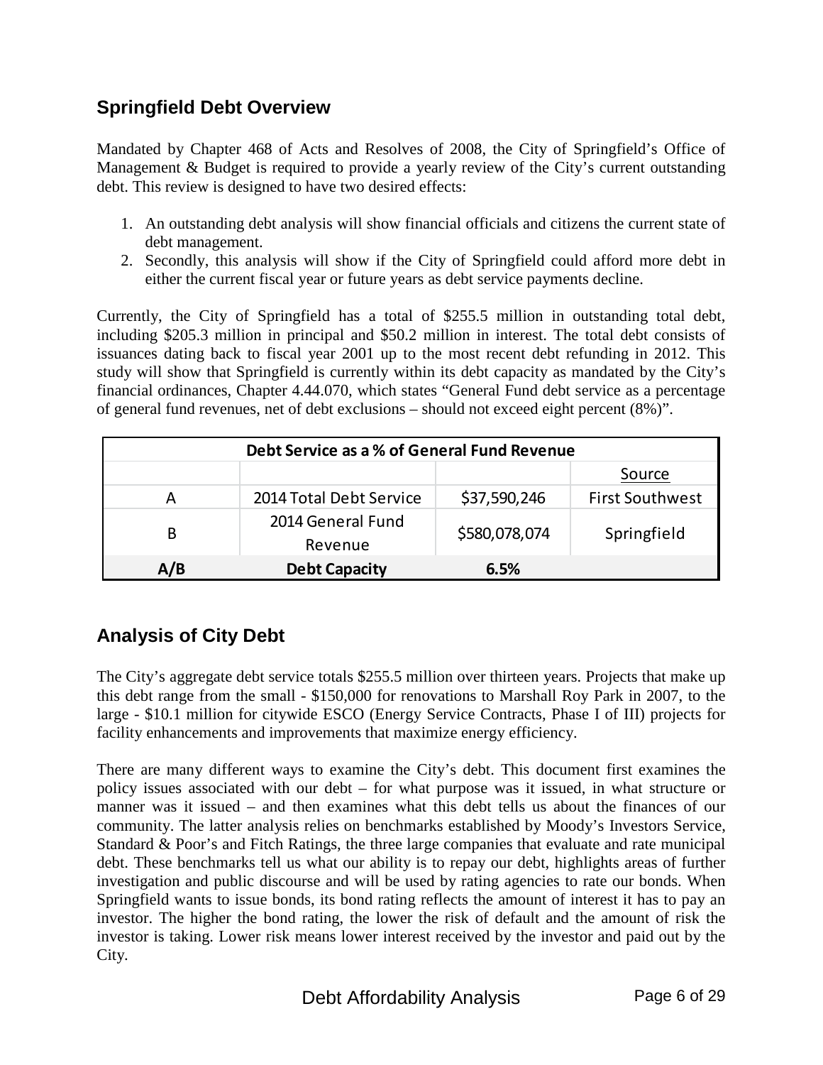## Springfield Debt Overview

Mandated by Chapter 468 of Acts and Resolves of 2008, the City of Springfield's Office of Management & Budget is required to provide a yearly review of the City's current outstanding debt. This review is designed to have two desired effects:

1. An outstanding debt analysis will show financial officials and citizens the current state of debt management.
2. Secondly, this analysis will show if the City of Springfield could afford more debt in either the current fiscal year or future years as debt service payments decline.

Currently, the City of Springfield has a total of $255.5 million in outstanding total debt, including $205.3 million in principal and $50.2 million in interest. The total debt consists of issuances dating back to fiscal year 2001 up to the most recent debt refunding in 2012. This study will show that Springfield is currently within its debt capacity as mandated by the City's financial ordinances, Chapter 4.44.070, which states "General Fund debt service as a percentage of general fund revenues, net of debt exclusions – should not exceed eight percent (8%)".

| Debt Service as a % of General Fund Revenue | | | |
|---|---|---|---|
| | | | Source |
| A | 2014 Total Debt Service | $37,590,246 | First Southwest |
| B | 2014 General Fund Revenue | $580,078,074 | Springfield |
| **A/B** | **Debt Capacity** | **6.5%** | |

## Analysis of City Debt

The City's aggregate debt service totals $255.5 million over thirteen years. Projects that make up this debt range from the small - $150,000 for renovations to Marshall Roy Park in 2007, to the large - $10.1 million for citywide ESCO (Energy Service Contracts, Phase I of III) projects for facility enhancements and improvements that maximize energy efficiency.

There are many different ways to examine the City's debt. This document first examines the policy issues associated with our debt – for what purpose was it issued, in what structure or manner was it issued – and then examines what this debt tells us about the finances of our community. The latter analysis relies on benchmarks established by Moody's Investors Service, Standard & Poor's and Fitch Ratings, the three large companies that evaluate and rate municipal debt. These benchmarks tell us what our ability is to repay our debt, highlights areas of further investigation and public discourse and will be used by rating agencies to rate our bonds. When Springfield wants to issue bonds, its bond rating reflects the amount of interest it has to pay an investor. The higher the bond rating, the lower the risk of default and the amount of risk the investor is taking. Lower risk means lower interest received by the investor and paid out by the City.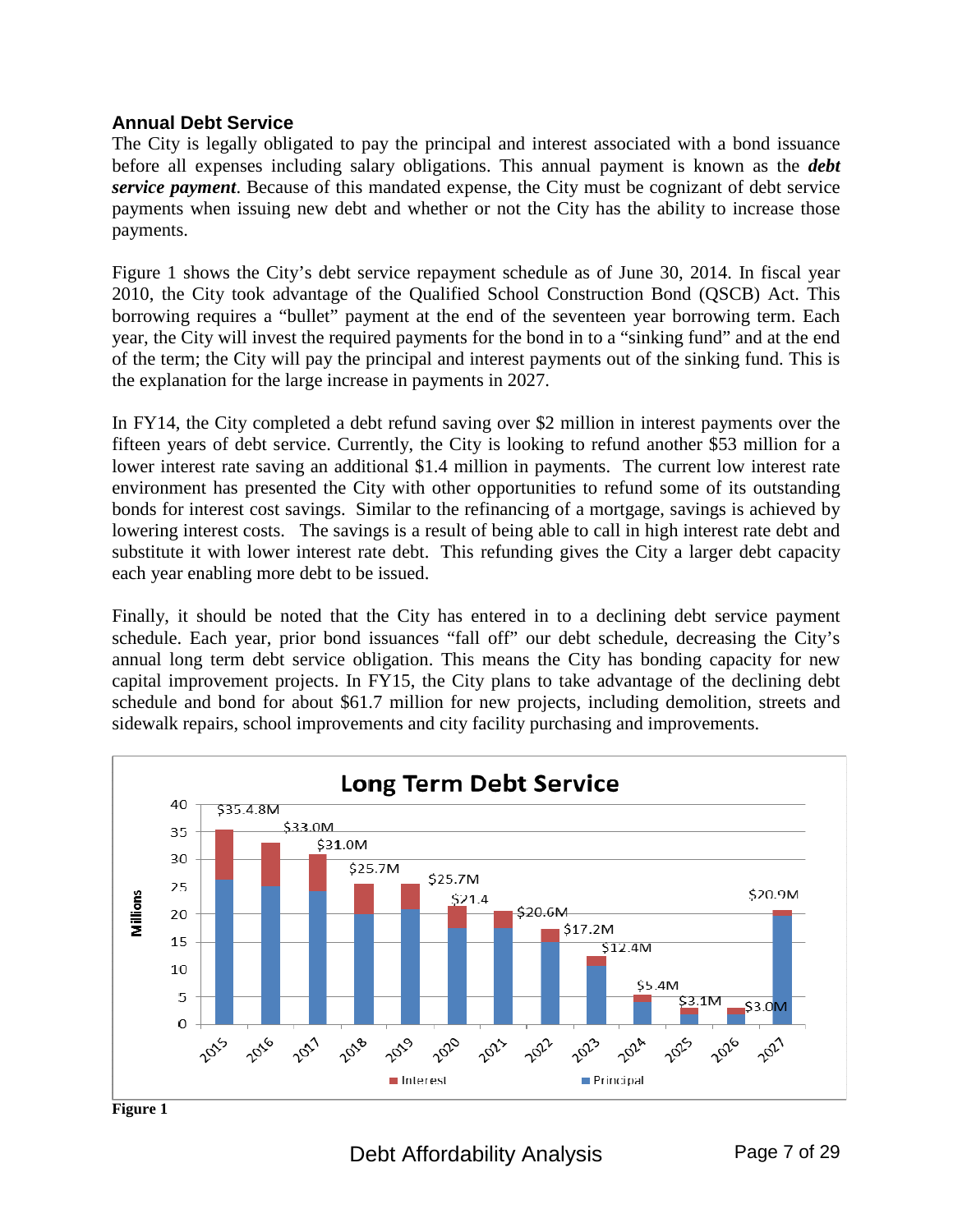## Annual Debt Service

The City is legally obligated to pay the principal and interest associated with a bond issuance before all expenses including salary obligations. This annual payment is known as the ***debt service payment***. Because of this mandated expense, the City must be cognizant of debt service payments when issuing new debt and whether or not the City has the ability to increase those payments.

Figure 1 shows the City's debt service repayment schedule as of June 30, 2014. In fiscal year 2010, the City took advantage of the Qualified School Construction Bond (QSCB) Act. This borrowing requires a "bullet" payment at the end of the seventeen year borrowing term. Each year, the City will invest the required payments for the bond in to a "sinking fund" and at the end of the term; the City will pay the principal and interest payments out of the sinking fund. This is the explanation for the large increase in payments in 2027.

In FY14, the City completed a debt refund saving over $2 million in interest payments over the fifteen years of debt service. Currently, the City is looking to refund another $53 million for a lower interest rate saving an additional $1.4 million in payments. The current low interest rate environment has presented the City with other opportunities to refund some of its outstanding bonds for interest cost savings. Similar to the refinancing of a mortgage, savings is achieved by lowering interest costs. The savings is a result of being able to call in high interest rate debt and substitute it with lower interest rate debt. This refunding gives the City a larger debt capacity each year enabling more debt to be issued.

Finally, it should be noted that the City has entered in to a declining debt service payment schedule. Each year, prior bond issuances "fall off" our debt schedule, decreasing the City's annual long term debt service obligation. This means the City has bonding capacity for new capital improvement projects. In FY15, the City plans to take advantage of the declining debt schedule and bond for about $61.7 million for new projects, including demolition, streets and sidewalk repairs, school improvements and city facility purchasing and improvements.

**Long Term Debt Service**

| Year | Total (Millions) |
|---|---|
| 2015 | $35.4.8M |
| 2016 | $33.0M |
| 2017 | $31.0M |
| 2018 | $25.7M |
| 2019 | $25.7M |
| 2020 | $21.4 |
| 2021 | $20.6M |
| 2022 | $17.2M |
| 2023 | $12.4M |
| 2024 | $5.4M |
| 2025 | $3.1M |
| 2026 | $3.0M |
| 2027 | $20.9M |

Legend: Interest, Principal

**Figure 1**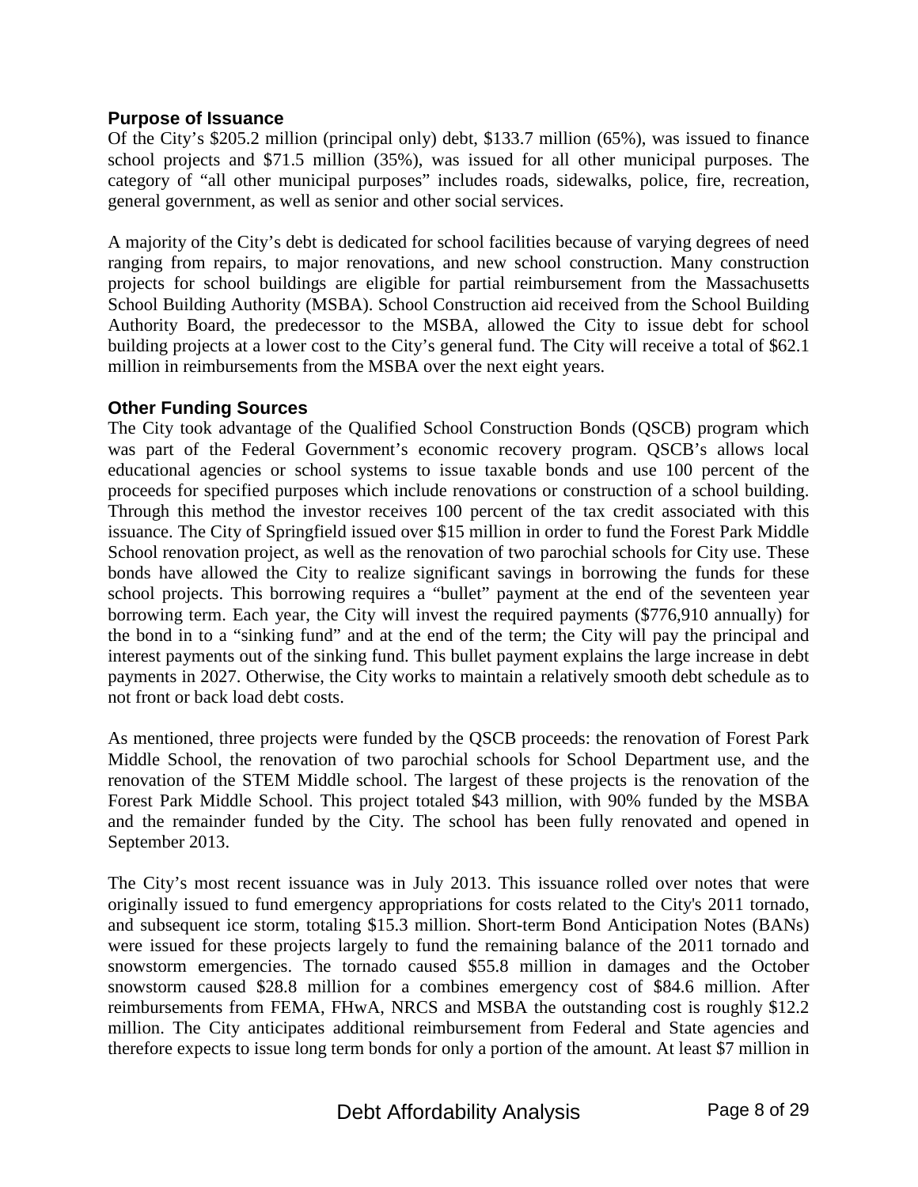## Purpose of Issuance

Of the City's $205.2 million (principal only) debt, $133.7 million (65%), was issued to finance school projects and $71.5 million (35%), was issued for all other municipal purposes. The category of "all other municipal purposes" includes roads, sidewalks, police, fire, recreation, general government, as well as senior and other social services.

A majority of the City's debt is dedicated for school facilities because of varying degrees of need ranging from repairs, to major renovations, and new school construction. Many construction projects for school buildings are eligible for partial reimbursement from the Massachusetts School Building Authority (MSBA). School Construction aid received from the School Building Authority Board, the predecessor to the MSBA, allowed the City to issue debt for school building projects at a lower cost to the City's general fund. The City will receive a total of $62.1 million in reimbursements from the MSBA over the next eight years.

## Other Funding Sources

The City took advantage of the Qualified School Construction Bonds (QSCB) program which was part of the Federal Government's economic recovery program. QSCB's allows local educational agencies or school systems to issue taxable bonds and use 100 percent of the proceeds for specified purposes which include renovations or construction of a school building. Through this method the investor receives 100 percent of the tax credit associated with this issuance. The City of Springfield issued over $15 million in order to fund the Forest Park Middle School renovation project, as well as the renovation of two parochial schools for City use. These bonds have allowed the City to realize significant savings in borrowing the funds for these school projects. This borrowing requires a "bullet" payment at the end of the seventeen year borrowing term. Each year, the City will invest the required payments ($776,910 annually) for the bond in to a "sinking fund" and at the end of the term; the City will pay the principal and interest payments out of the sinking fund. This bullet payment explains the large increase in debt payments in 2027. Otherwise, the City works to maintain a relatively smooth debt schedule as to not front or back load debt costs.

As mentioned, three projects were funded by the QSCB proceeds: the renovation of Forest Park Middle School, the renovation of two parochial schools for School Department use, and the renovation of the STEM Middle school. The largest of these projects is the renovation of the Forest Park Middle School. This project totaled $43 million, with 90% funded by the MSBA and the remainder funded by the City. The school has been fully renovated and opened in September 2013.

The City's most recent issuance was in July 2013. This issuance rolled over notes that were originally issued to fund emergency appropriations for costs related to the City's 2011 tornado, and subsequent ice storm, totaling $15.3 million. Short-term Bond Anticipation Notes (BANs) were issued for these projects largely to fund the remaining balance of the 2011 tornado and snowstorm emergencies. The tornado caused $55.8 million in damages and the October snowstorm caused $28.8 million for a combines emergency cost of $84.6 million. After reimbursements from FEMA, FHwA, NRCS and MSBA the outstanding cost is roughly $12.2 million. The City anticipates additional reimbursement from Federal and State agencies and therefore expects to issue long term bonds for only a portion of the amount. At least $7 million in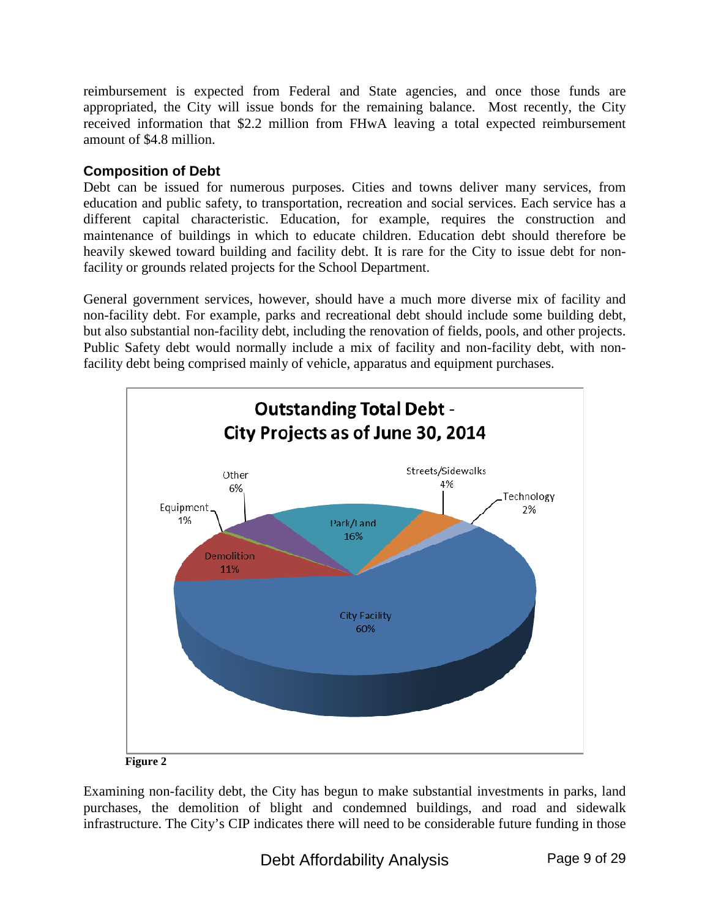reimbursement is expected from Federal and State agencies, and once those funds are appropriated, the City will issue bonds for the remaining balance. Most recently, the City received information that $2.2 million from FHwA leaving a total expected reimbursement amount of $4.8 million.

### Composition of Debt

Debt can be issued for numerous purposes. Cities and towns deliver many services, from education and public safety, to transportation, recreation and social services. Each service has a different capital characteristic. Education, for example, requires the construction and maintenance of buildings in which to educate children. Education debt should therefore be heavily skewed toward building and facility debt. It is rare for the City to issue debt for non-facility or grounds related projects for the School Department.

General government services, however, should have a much more diverse mix of facility and non-facility debt. For example, parks and recreational debt should include some building debt, but also substantial non-facility debt, including the renovation of fields, pools, and other projects. Public Safety debt would normally include a mix of facility and non-facility debt, with non-facility debt being comprised mainly of vehicle, apparatus and equipment purchases.

**Outstanding Total Debt - City Projects as of June 30, 2014**

| Category | Percent |
|---|---|
| City Facility | 60% |
| Park/Land | 16% |
| Demolition | 11% |
| Other | 6% |
| Streets/Sidewalks | 4% |
| Technology | 2% |
| Equipment | 1% |

**Figure 2**

Examining non-facility debt, the City has begun to make substantial investments in parks, land purchases, the demolition of blight and condemned buildings, and road and sidewalk infrastructure. The City's CIP indicates there will need to be considerable future funding in those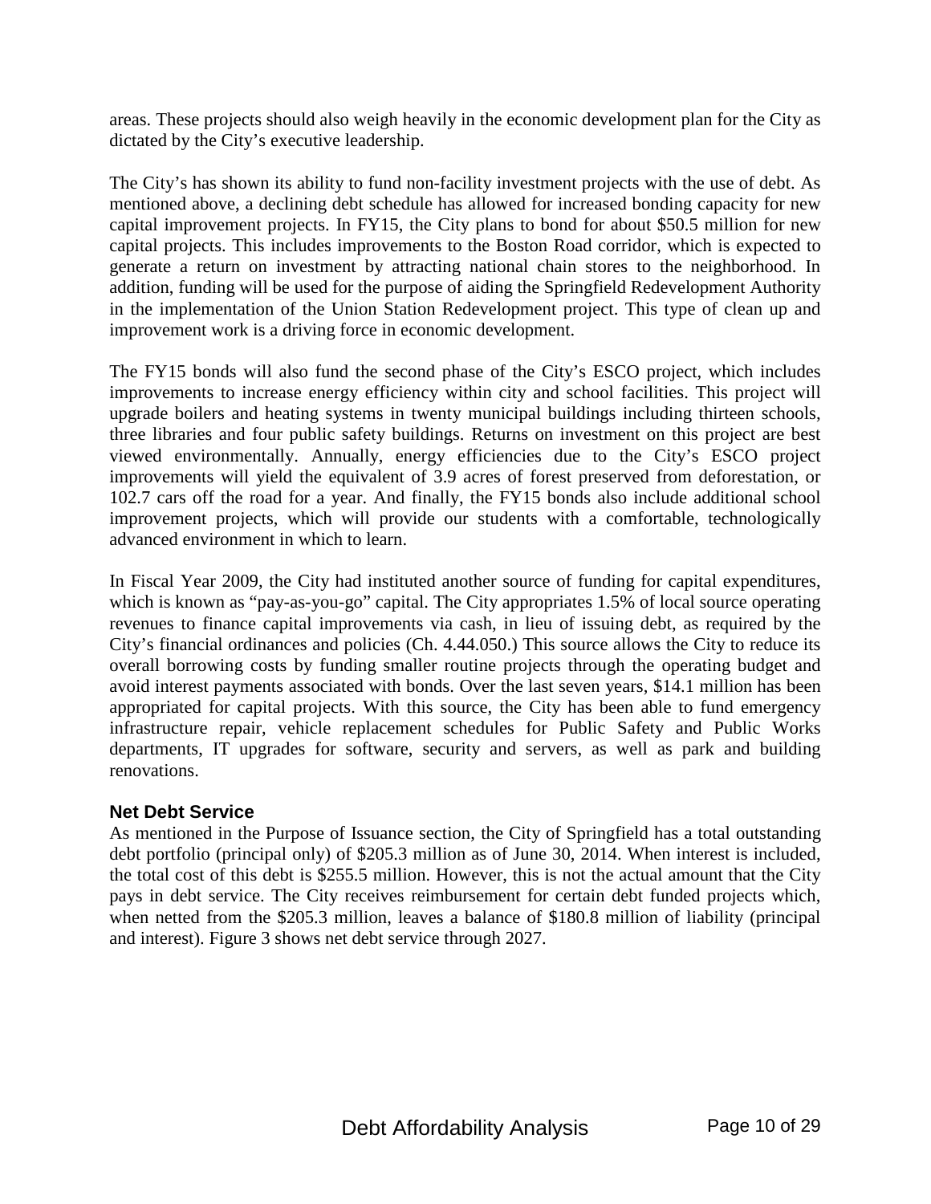areas. These projects should also weigh heavily in the economic development plan for the City as dictated by the City's executive leadership.

The City's has shown its ability to fund non-facility investment projects with the use of debt. As mentioned above, a declining debt schedule has allowed for increased bonding capacity for new capital improvement projects. In FY15, the City plans to bond for about $50.5 million for new capital projects. This includes improvements to the Boston Road corridor, which is expected to generate a return on investment by attracting national chain stores to the neighborhood. In addition, funding will be used for the purpose of aiding the Springfield Redevelopment Authority in the implementation of the Union Station Redevelopment project. This type of clean up and improvement work is a driving force in economic development.

The FY15 bonds will also fund the second phase of the City's ESCO project, which includes improvements to increase energy efficiency within city and school facilities. This project will upgrade boilers and heating systems in twenty municipal buildings including thirteen schools, three libraries and four public safety buildings. Returns on investment on this project are best viewed environmentally. Annually, energy efficiencies due to the City's ESCO project improvements will yield the equivalent of 3.9 acres of forest preserved from deforestation, or 102.7 cars off the road for a year. And finally, the FY15 bonds also include additional school improvement projects, which will provide our students with a comfortable, technologically advanced environment in which to learn.

In Fiscal Year 2009, the City had instituted another source of funding for capital expenditures, which is known as "pay-as-you-go" capital. The City appropriates 1.5% of local source operating revenues to finance capital improvements via cash, in lieu of issuing debt, as required by the City's financial ordinances and policies (Ch. 4.44.050.) This source allows the City to reduce its overall borrowing costs by funding smaller routine projects through the operating budget and avoid interest payments associated with bonds. Over the last seven years, $14.1 million has been appropriated for capital projects. With this source, the City has been able to fund emergency infrastructure repair, vehicle replacement schedules for Public Safety and Public Works departments, IT upgrades for software, security and servers, as well as park and building renovations.

### Net Debt Service

As mentioned in the Purpose of Issuance section, the City of Springfield has a total outstanding debt portfolio (principal only) of $205.3 million as of June 30, 2014. When interest is included, the total cost of this debt is $255.5 million. However, this is not the actual amount that the City pays in debt service. The City receives reimbursement for certain debt funded projects which, when netted from the $205.3 million, leaves a balance of $180.8 million of liability (principal and interest). Figure 3 shows net debt service through 2027.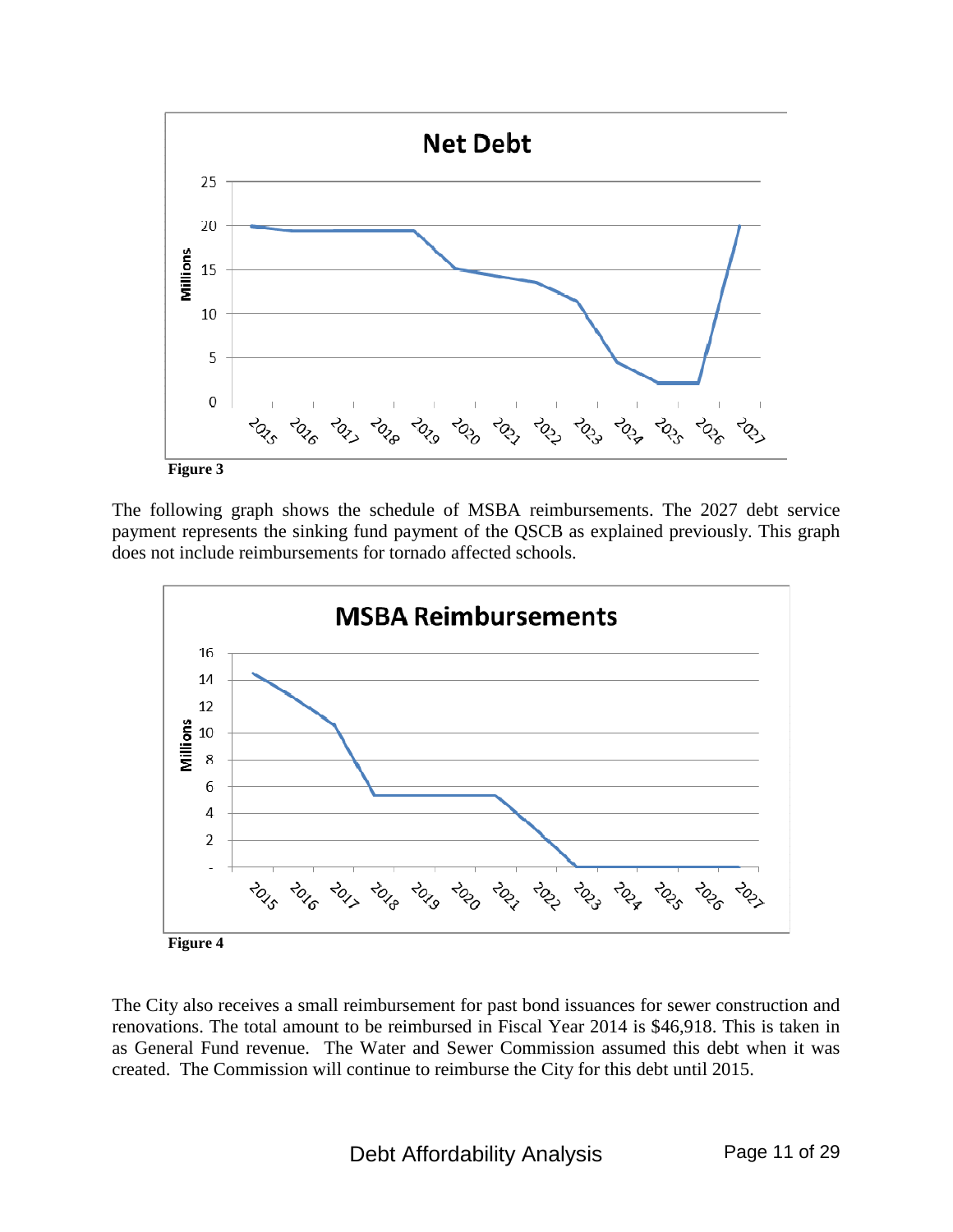Figure 3

The following graph shows the schedule of MSBA reimbursements. The 2027 debt service payment represents the sinking fund payment of the QSCB as explained previously. This graph does not include reimbursements for tornado affected schools.

Figure 4

The City also receives a small reimbursement for past bond issuances for sewer construction and renovations. The total amount to be reimbursed in Fiscal Year 2014 is $46,918. This is taken in as General Fund revenue. The Water and Sewer Commission assumed this debt when it was created. The Commission will continue to reimburse the City for this debt until 2015.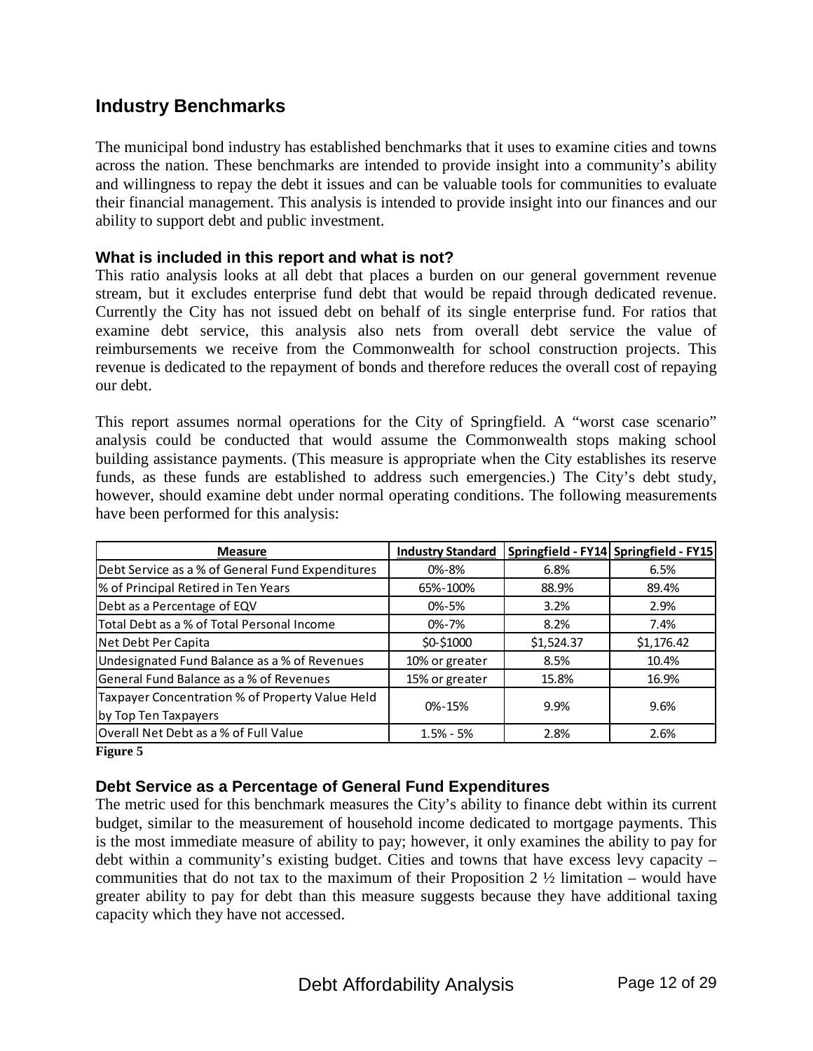## Industry Benchmarks

The municipal bond industry has established benchmarks that it uses to examine cities and towns across the nation. These benchmarks are intended to provide insight into a community's ability and willingness to repay the debt it issues and can be valuable tools for communities to evaluate their financial management. This analysis is intended to provide insight into our finances and our ability to support debt and public investment.

### What is included in this report and what is not?

This ratio analysis looks at all debt that places a burden on our general government revenue stream, but it excludes enterprise fund debt that would be repaid through dedicated revenue. Currently the City has not issued debt on behalf of its single enterprise fund. For ratios that examine debt service, this analysis also nets from overall debt service the value of reimbursements we receive from the Commonwealth for school construction projects. This revenue is dedicated to the repayment of bonds and therefore reduces the overall cost of repaying our debt.

This report assumes normal operations for the City of Springfield. A "worst case scenario" analysis could be conducted that would assume the Commonwealth stops making school building assistance payments. (This measure is appropriate when the City establishes its reserve funds, as these funds are established to address such emergencies.) The City's debt study, however, should examine debt under normal operating conditions. The following measurements have been performed for this analysis:

| Measure | Industry Standard | Springfield - FY14 | Springfield - FY15 |
|---|---|---|---|
| Debt Service as a % of General Fund Expenditures | 0%-8% | 6.8% | 6.5% |
| % of Principal Retired in Ten Years | 65%-100% | 88.9% | 89.4% |
| Debt as a Percentage of EQV | 0%-5% | 3.2% | 2.9% |
| Total Debt as a % of Total Personal Income | 0%-7% | 8.2% | 7.4% |
| Net Debt Per Capita | $0-$1000 | $1,524.37 | $1,176.42 |
| Undesignated Fund Balance as a % of Revenues | 10% or greater | 8.5% | 10.4% |
| General Fund Balance as a % of Revenues | 15% or greater | 15.8% | 16.9% |
| Taxpayer Concentration % of Property Value Held by Top Ten Taxpayers | 0%-15% | 9.9% | 9.6% |
| Overall Net Debt as a % of Full Value | 1.5% - 5% | 2.8% | 2.6% |

**Figure 5**

### Debt Service as a Percentage of General Fund Expenditures

The metric used for this benchmark measures the City's ability to finance debt within its current budget, similar to the measurement of household income dedicated to mortgage payments. This is the most immediate measure of ability to pay; however, it only examines the ability to pay for debt within a community's existing budget. Cities and towns that have excess levy capacity – communities that do not tax to the maximum of their Proposition 2 ½ limitation – would have greater ability to pay for debt than this measure suggests because they have additional taxing capacity which they have not accessed.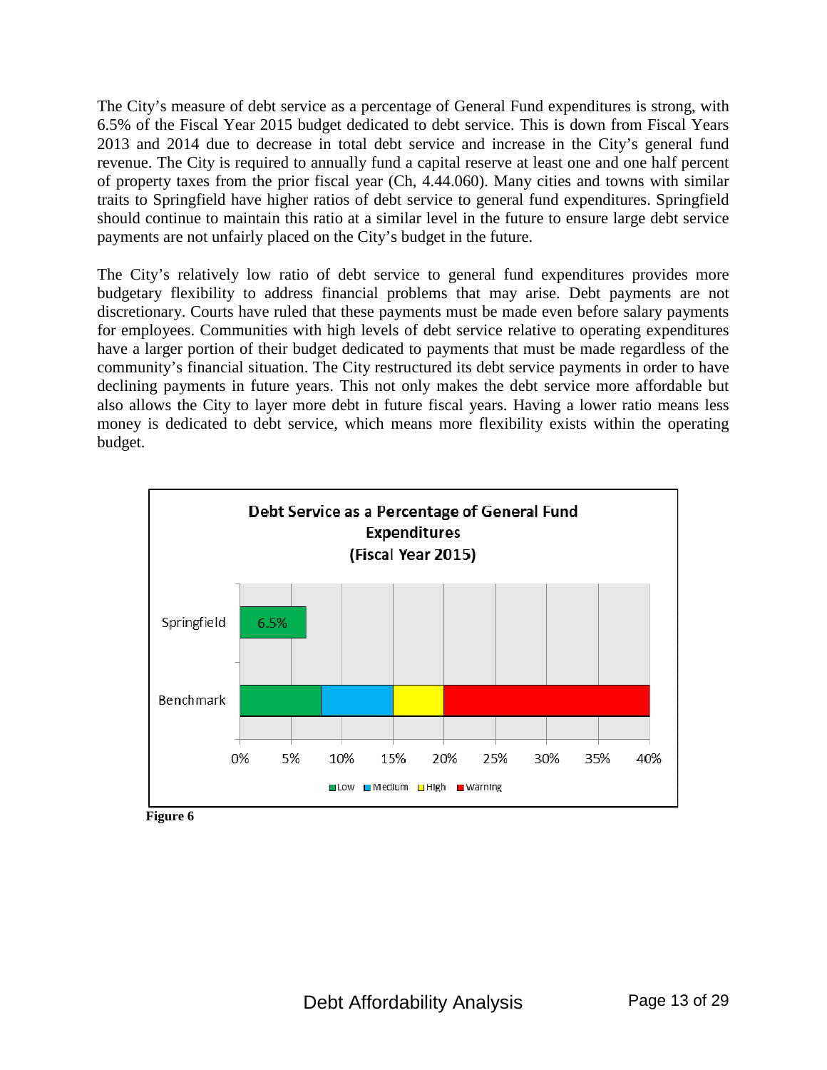The City's measure of debt service as a percentage of General Fund expenditures is strong, with 6.5% of the Fiscal Year 2015 budget dedicated to debt service. This is down from Fiscal Years 2013 and 2014 due to decrease in total debt service and increase in the City's general fund revenue. The City is required to annually fund a capital reserve at least one and one half percent of property taxes from the prior fiscal year (Ch, 4.44.060). Many cities and towns with similar traits to Springfield have higher ratios of debt service to general fund expenditures. Springfield should continue to maintain this ratio at a similar level in the future to ensure large debt service payments are not unfairly placed on the City's budget in the future.

The City's relatively low ratio of debt service to general fund expenditures provides more budgetary flexibility to address financial problems that may arise. Debt payments are not discretionary. Courts have ruled that these payments must be made even before salary payments for employees. Communities with high levels of debt service relative to operating expenditures have a larger portion of their budget dedicated to payments that must be made regardless of the community's financial situation. The City restructured its debt service payments in order to have declining payments in future years. This not only makes the debt service more affordable but also allows the City to layer more debt in future fiscal years. Having a lower ratio means less money is dedicated to debt service, which means more flexibility exists within the operating budget.

**Debt Service as a Percentage of General Fund Expenditures (Fiscal Year 2015)**

| | Value |
|---|---|
| Springfield | 6.5% |
| Benchmark | Low: 0%–8%; Medium: 8%–15%; High: 15%–20%; Warning: 20%–40% |

Figure 6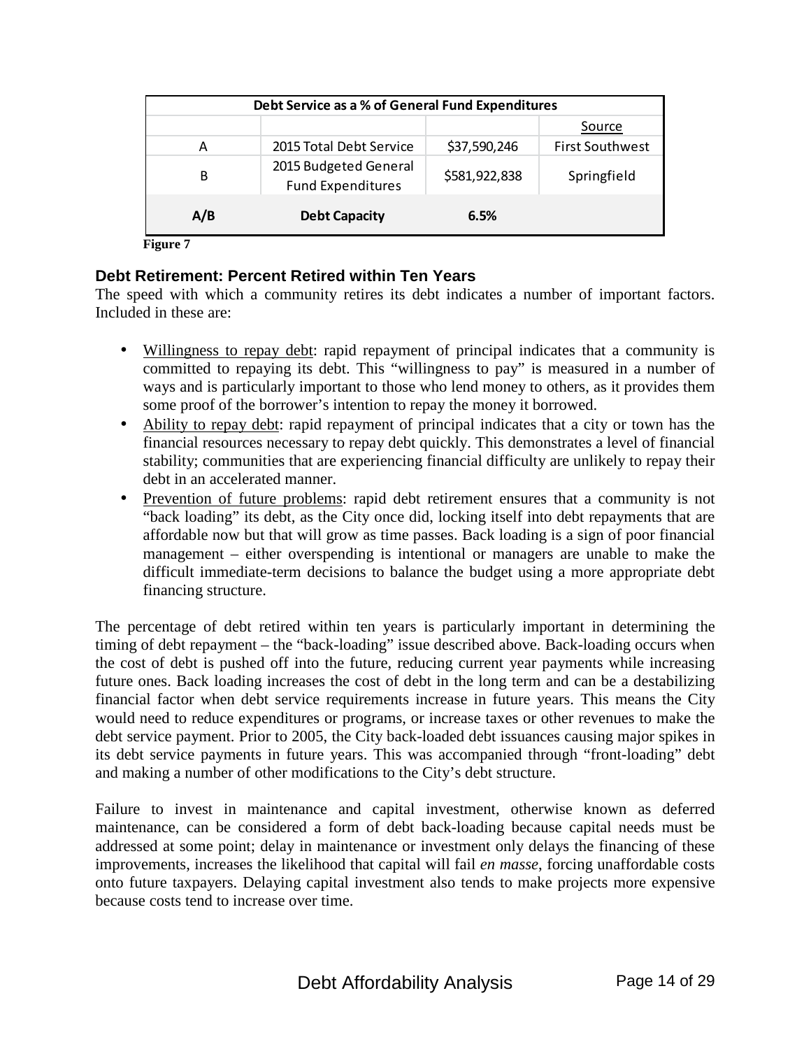| Debt Service as a % of General Fund Expenditures | | | |
|---|---|---|---|
| | | | Source |
| A | 2015 Total Debt Service | $37,590,246 | First Southwest |
| B | 2015 Budgeted General Fund Expenditures | $581,922,838 | Springfield |
| **A/B** | **Debt Capacity** | **6.5%** | |

**Figure 7**

### Debt Retirement: Percent Retired within Ten Years

The speed with which a community retires its debt indicates a number of important factors. Included in these are:

- Willingness to repay debt: rapid repayment of principal indicates that a community is committed to repaying its debt. This "willingness to pay" is measured in a number of ways and is particularly important to those who lend money to others, as it provides them some proof of the borrower's intention to repay the money it borrowed.
- Ability to repay debt: rapid repayment of principal indicates that a city or town has the financial resources necessary to repay debt quickly. This demonstrates a level of financial stability; communities that are experiencing financial difficulty are unlikely to repay their debt in an accelerated manner.
- Prevention of future problems: rapid debt retirement ensures that a community is not "back loading" its debt, as the City once did, locking itself into debt repayments that are affordable now but that will grow as time passes. Back loading is a sign of poor financial management – either overspending is intentional or managers are unable to make the difficult immediate-term decisions to balance the budget using a more appropriate debt financing structure.

The percentage of debt retired within ten years is particularly important in determining the timing of debt repayment – the "back-loading" issue described above. Back-loading occurs when the cost of debt is pushed off into the future, reducing current year payments while increasing future ones. Back loading increases the cost of debt in the long term and can be a destabilizing financial factor when debt service requirements increase in future years. This means the City would need to reduce expenditures or programs, or increase taxes or other revenues to make the debt service payment. Prior to 2005, the City back-loaded debt issuances causing major spikes in its debt service payments in future years. This was accompanied through "front-loading" debt and making a number of other modifications to the City's debt structure.

Failure to invest in maintenance and capital investment, otherwise known as deferred maintenance, can be considered a form of debt back-loading because capital needs must be addressed at some point; delay in maintenance or investment only delays the financing of these improvements, increases the likelihood that capital will fail *en masse*, forcing unaffordable costs onto future taxpayers. Delaying capital investment also tends to make projects more expensive because costs tend to increase over time.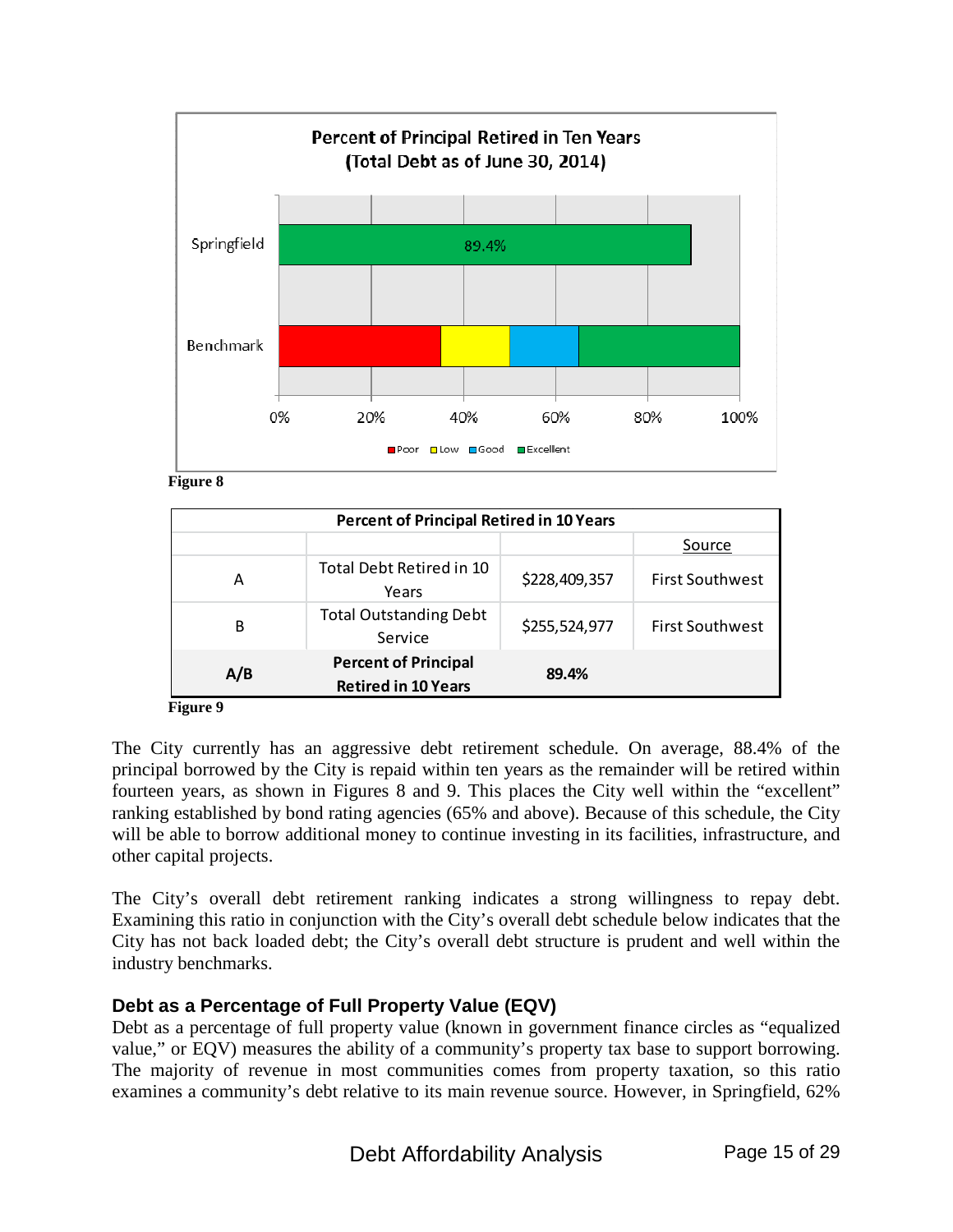**Percent of Principal Retired in Ten Years (Total Debt as of June 30, 2014)**

| | Value |
|---|---|
| Springfield | 89.4% |
| Benchmark | Poor (0–35%), Low (35–50%), Good (50–65%), Excellent (65–100%) |

**Figure 8**

| Percent of Principal Retired in 10 Years | | | |
|---|---|---|---|
| | | | Source |
| A | Total Debt Retired in 10 Years | $228,409,357 | First Southwest |
| B | Total Outstanding Debt Service | $255,524,977 | First Southwest |
| **A/B** | **Percent of Principal Retired in 10 Years** | **89.4%** | |

**Figure 9**

The City currently has an aggressive debt retirement schedule. On average, 88.4% of the principal borrowed by the City is repaid within ten years as the remainder will be retired within fourteen years, as shown in Figures 8 and 9. This places the City well within the "excellent" ranking established by bond rating agencies (65% and above). Because of this schedule, the City will be able to borrow additional money to continue investing in its facilities, infrastructure, and other capital projects.

The City's overall debt retirement ranking indicates a strong willingness to repay debt. Examining this ratio in conjunction with the City's overall debt schedule below indicates that the City has not back loaded debt; the City's overall debt structure is prudent and well within the industry benchmarks.

### Debt as a Percentage of Full Property Value (EQV)

Debt as a percentage of full property value (known in government finance circles as "equalized value," or EQV) measures the ability of a community's property tax base to support borrowing. The majority of revenue in most communities comes from property taxation, so this ratio examines a community's debt relative to its main revenue source. However, in Springfield, 62%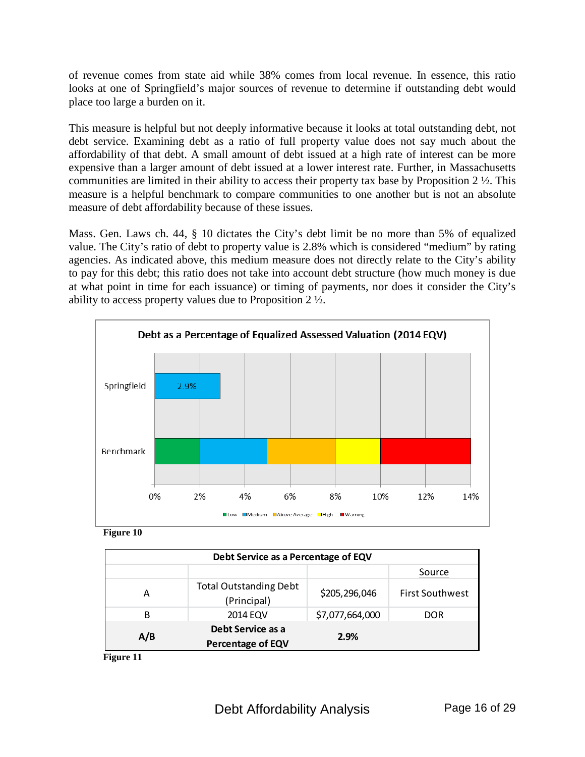of revenue comes from state aid while 38% comes from local revenue. In essence, this ratio looks at one of Springfield's major sources of revenue to determine if outstanding debt would place too large a burden on it.

This measure is helpful but not deeply informative because it looks at total outstanding debt, not debt service. Examining debt as a ratio of full property value does not say much about the affordability of that debt. A small amount of debt issued at a high rate of interest can be more expensive than a larger amount of debt issued at a lower interest rate. Further, in Massachusetts communities are limited in their ability to access their property tax base by Proposition 2 ½. This measure is a helpful benchmark to compare communities to one another but is not an absolute measure of debt affordability because of these issues.

Mass. Gen. Laws ch. 44, § 10 dictates the City's debt limit be no more than 5% of equalized value. The City's ratio of debt to property value is 2.8% which is considered "medium" by rating agencies. As indicated above, this medium measure does not directly relate to the City's ability to pay for this debt; this ratio does not take into account debt structure (how much money is due at what point in time for each issuance) or timing of payments, nor does it consider the City's ability to access property values due to Proposition 2 ½.

**Debt as a Percentage of Equalized Assessed Valuation (2014 EQV)**

| | Value |
|---|---|
| Springfield | 2.9% |

Benchmark: Low (0%–2%), Medium (2%–5%), Above Average (5%–8%), High (8%–10%), Warning (10%–14%)

**Figure 10**

| Debt Service as a Percentage of EQV | | | |
|---|---|---|---|
| | | | Source |
| A | Total Outstanding Debt (Principal) | $205,296,046 | First Southwest |
| B | 2014 EQV | $7,077,664,000 | DOR |
| **A/B** | **Debt Service as a Percentage of EQV** | **2.9%** | |

**Figure 11**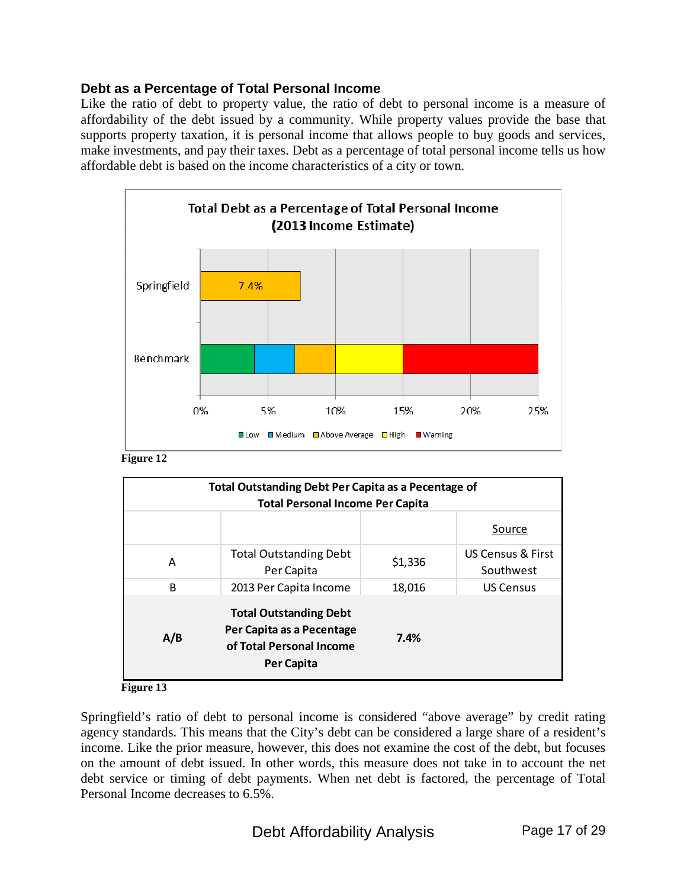### Debt as a Percentage of Total Personal Income

Like the ratio of debt to property value, the ratio of debt to personal income is a measure of affordability of the debt issued by a community. While property values provide the base that supports property taxation, it is personal income that allows people to buy goods and services, make investments, and pay their taxes. Debt as a percentage of total personal income tells us how affordable debt is based on the income characteristics of a city or town.

**Figure 12**

| Total Outstanding Debt Per Capita as a Pecentage of Total Personal Income Per Capita | | | |
|---|---|---|---|
| | | | Source |
| A | Total Outstanding Debt Per Capita | $1,336 | US Census & First Southwest |
| B | 2013 Per Capita Income | 18,016 | US Census |
| **A/B** | **Total Outstanding Debt Per Capita as a Pecentage of Total Personal Income Per Capita** | **7.4%** | |

**Figure 13**

Springfield's ratio of debt to personal income is considered "above average" by credit rating agency standards. This means that the City's debt can be considered a large share of a resident's income. Like the prior measure, however, this does not examine the cost of the debt, but focuses on the amount of debt issued. In other words, this measure does not take in to account the net debt service or timing of debt payments. When net debt is factored, the percentage of Total Personal Income decreases to 6.5%.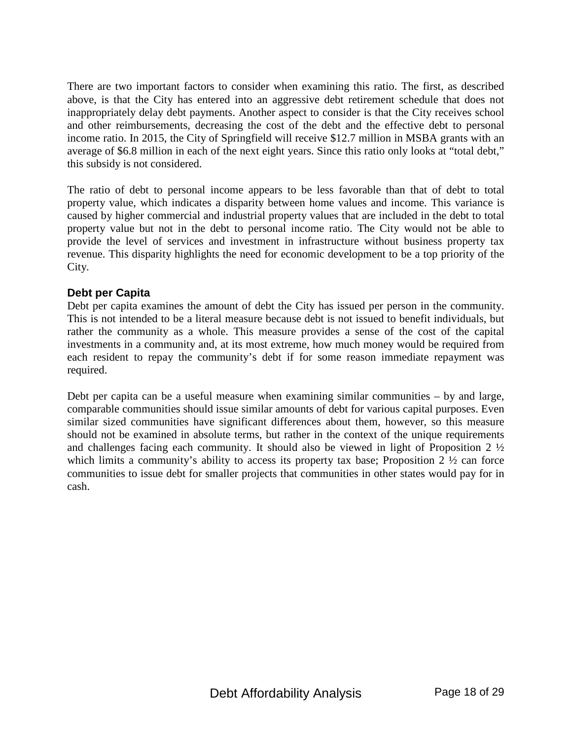There are two important factors to consider when examining this ratio. The first, as described above, is that the City has entered into an aggressive debt retirement schedule that does not inappropriately delay debt payments. Another aspect to consider is that the City receives school and other reimbursements, decreasing the cost of the debt and the effective debt to personal income ratio. In 2015, the City of Springfield will receive $12.7 million in MSBA grants with an average of $6.8 million in each of the next eight years. Since this ratio only looks at "total debt," this subsidy is not considered.

The ratio of debt to personal income appears to be less favorable than that of debt to total property value, which indicates a disparity between home values and income. This variance is caused by higher commercial and industrial property values that are included in the debt to total property value but not in the debt to personal income ratio. The City would not be able to provide the level of services and investment in infrastructure without business property tax revenue. This disparity highlights the need for economic development to be a top priority of the City.

### Debt per Capita

Debt per capita examines the amount of debt the City has issued per person in the community. This is not intended to be a literal measure because debt is not issued to benefit individuals, but rather the community as a whole. This measure provides a sense of the cost of the capital investments in a community and, at its most extreme, how much money would be required from each resident to repay the community's debt if for some reason immediate repayment was required.

Debt per capita can be a useful measure when examining similar communities – by and large, comparable communities should issue similar amounts of debt for various capital purposes. Even similar sized communities have significant differences about them, however, so this measure should not be examined in absolute terms, but rather in the context of the unique requirements and challenges facing each community. It should also be viewed in light of Proposition 2 ½ which limits a community's ability to access its property tax base; Proposition 2 ½ can force communities to issue debt for smaller projects that communities in other states would pay for in cash.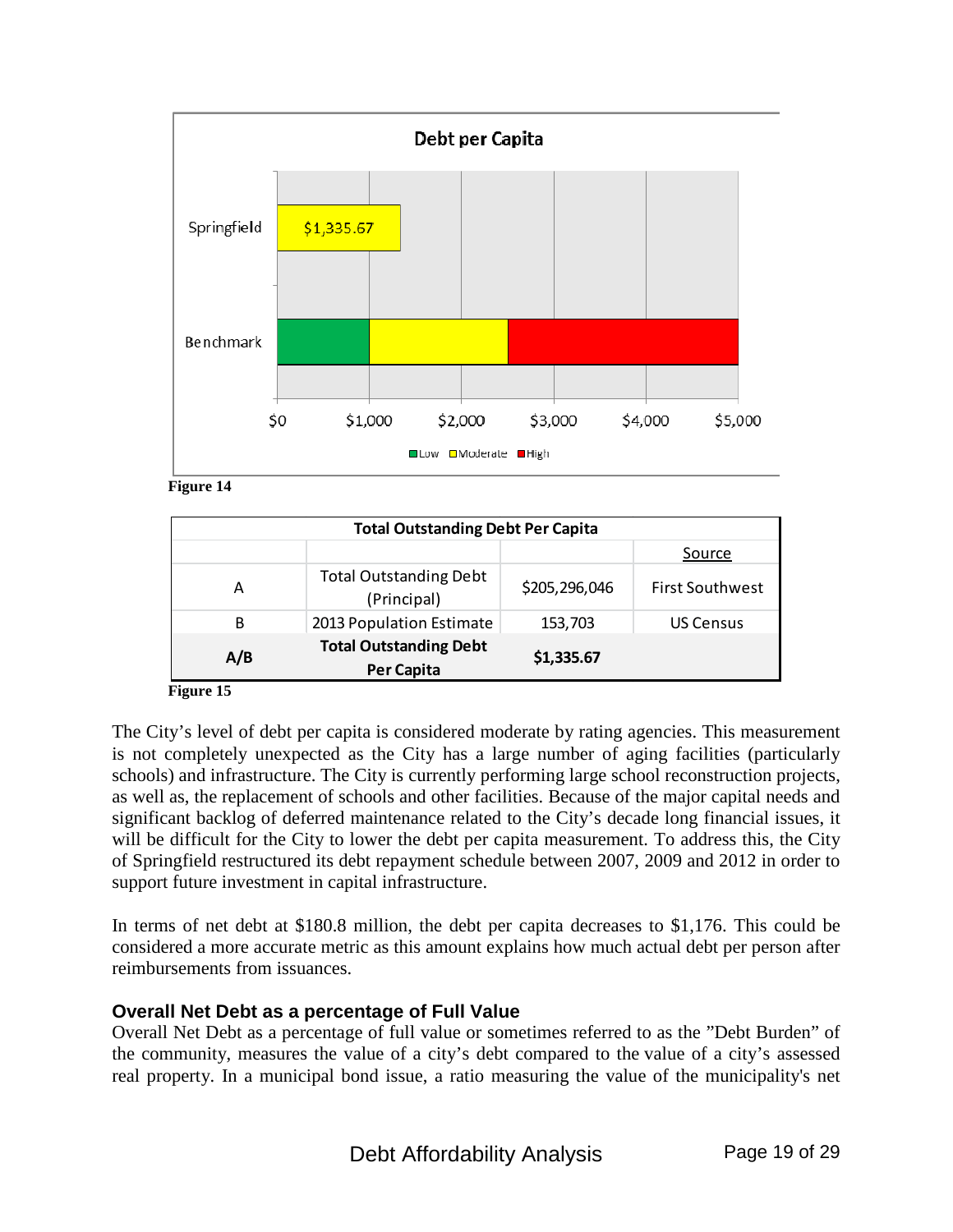Figure 14

| Total Outstanding Debt Per Capita | | | |
|---|---|---|---|
| | | | Source |
| A | Total Outstanding Debt (Principal) | $205,296,046 | First Southwest |
| B | 2013 Population Estimate | 153,703 | US Census |
| **A/B** | **Total Outstanding Debt Per Capita** | **$1,335.67** | |

Figure 15

The City's level of debt per capita is considered moderate by rating agencies. This measurement is not completely unexpected as the City has a large number of aging facilities (particularly schools) and infrastructure. The City is currently performing large school reconstruction projects, as well as, the replacement of schools and other facilities. Because of the major capital needs and significant backlog of deferred maintenance related to the City's decade long financial issues, it will be difficult for the City to lower the debt per capita measurement. To address this, the City of Springfield restructured its debt repayment schedule between 2007, 2009 and 2012 in order to support future investment in capital infrastructure.

In terms of net debt at $180.8 million, the debt per capita decreases to $1,176. This could be considered a more accurate metric as this amount explains how much actual debt per person after reimbursements from issuances.

### Overall Net Debt as a percentage of Full Value

Overall Net Debt as a percentage of full value or sometimes referred to as the "Debt Burden" of the community, measures the value of a city's debt compared to the value of a city's assessed real property. In a municipal bond issue, a ratio measuring the value of the municipality's net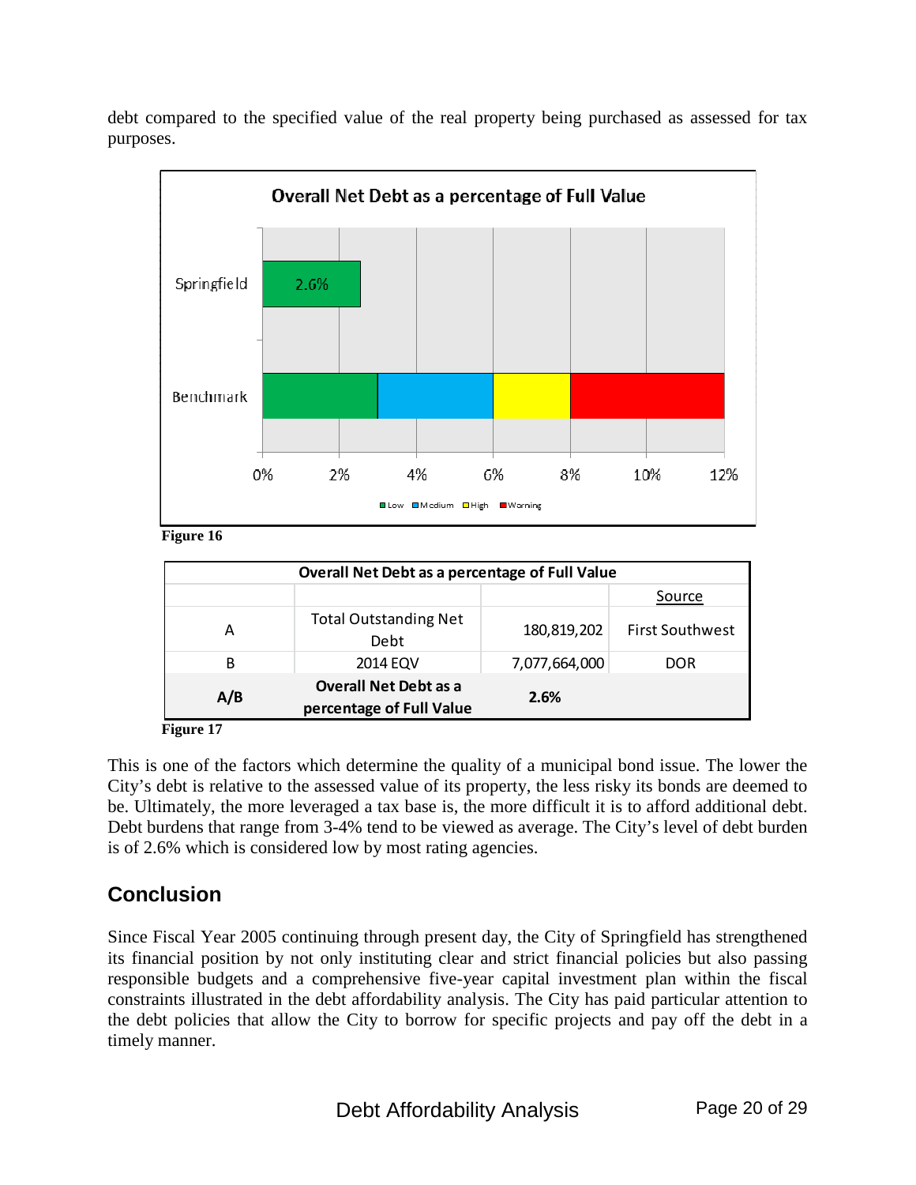debt compared to the specified value of the real property being purchased as assessed for tax purposes.

**Figure 16**

| Overall Net Debt as a percentage of Full Value | | | |
|---|---|---|---|
| | | | Source |
| A | Total Outstanding Net Debt | 180,819,202 | First Southwest |
| B | 2014 EQV | 7,077,664,000 | DOR |
| **A/B** | **Overall Net Debt as a percentage of Full Value** | **2.6%** | |

**Figure 17**

This is one of the factors which determine the quality of a municipal bond issue. The lower the City's debt is relative to the assessed value of its property, the less risky its bonds are deemed to be. Ultimately, the more leveraged a tax base is, the more difficult it is to afford additional debt. Debt burdens that range from 3-4% tend to be viewed as average. The City's level of debt burden is of 2.6% which is considered low by most rating agencies.

## Conclusion

Since Fiscal Year 2005 continuing through present day, the City of Springfield has strengthened its financial position by not only instituting clear and strict financial policies but also passing responsible budgets and a comprehensive five-year capital investment plan within the fiscal constraints illustrated in the debt affordability analysis. The City has paid particular attention to the debt policies that allow the City to borrow for specific projects and pay off the debt in a timely manner.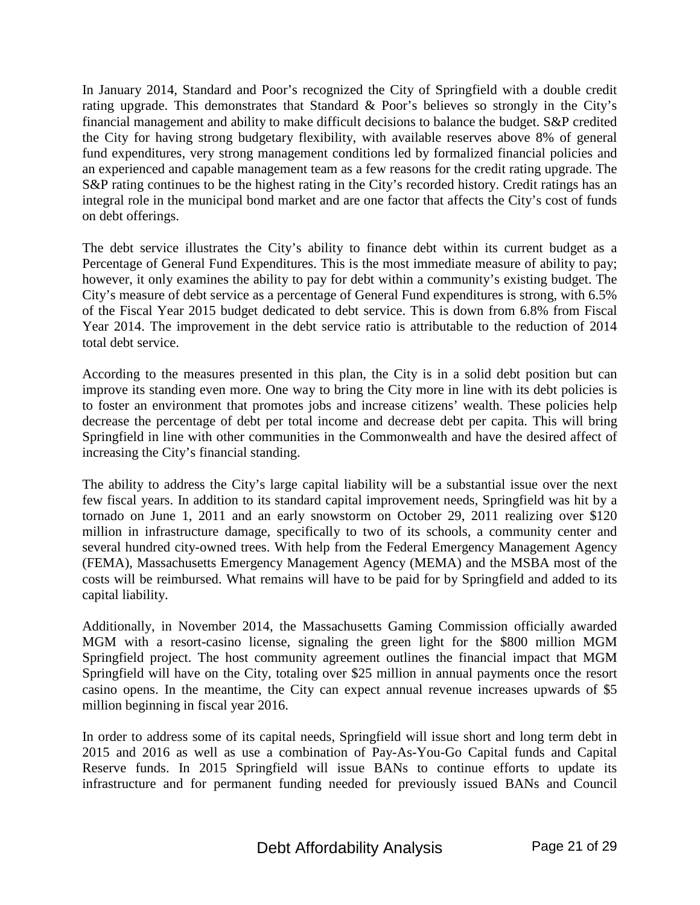In January 2014, Standard and Poor's recognized the City of Springfield with a double credit rating upgrade. This demonstrates that Standard & Poor's believes so strongly in the City's financial management and ability to make difficult decisions to balance the budget. S&P credited the City for having strong budgetary flexibility, with available reserves above 8% of general fund expenditures, very strong management conditions led by formalized financial policies and an experienced and capable management team as a few reasons for the credit rating upgrade. The S&P rating continues to be the highest rating in the City's recorded history. Credit ratings has an integral role in the municipal bond market and are one factor that affects the City's cost of funds on debt offerings.

The debt service illustrates the City's ability to finance debt within its current budget as a Percentage of General Fund Expenditures. This is the most immediate measure of ability to pay; however, it only examines the ability to pay for debt within a community's existing budget. The City's measure of debt service as a percentage of General Fund expenditures is strong, with 6.5% of the Fiscal Year 2015 budget dedicated to debt service. This is down from 6.8% from Fiscal Year 2014. The improvement in the debt service ratio is attributable to the reduction of 2014 total debt service.

According to the measures presented in this plan, the City is in a solid debt position but can improve its standing even more. One way to bring the City more in line with its debt policies is to foster an environment that promotes jobs and increase citizens' wealth. These policies help decrease the percentage of debt per total income and decrease debt per capita. This will bring Springfield in line with other communities in the Commonwealth and have the desired affect of increasing the City's financial standing.

The ability to address the City's large capital liability will be a substantial issue over the next few fiscal years. In addition to its standard capital improvement needs, Springfield was hit by a tornado on June 1, 2011 and an early snowstorm on October 29, 2011 realizing over $120 million in infrastructure damage, specifically to two of its schools, a community center and several hundred city-owned trees. With help from the Federal Emergency Management Agency (FEMA), Massachusetts Emergency Management Agency (MEMA) and the MSBA most of the costs will be reimbursed. What remains will have to be paid for by Springfield and added to its capital liability.

Additionally, in November 2014, the Massachusetts Gaming Commission officially awarded MGM with a resort-casino license, signaling the green light for the $800 million MGM Springfield project. The host community agreement outlines the financial impact that MGM Springfield will have on the City, totaling over $25 million in annual payments once the resort casino opens. In the meantime, the City can expect annual revenue increases upwards of $5 million beginning in fiscal year 2016.

In order to address some of its capital needs, Springfield will issue short and long term debt in 2015 and 2016 as well as use a combination of Pay-As-You-Go Capital funds and Capital Reserve funds. In 2015 Springfield will issue BANs to continue efforts to update its infrastructure and for permanent funding needed for previously issued BANs and Council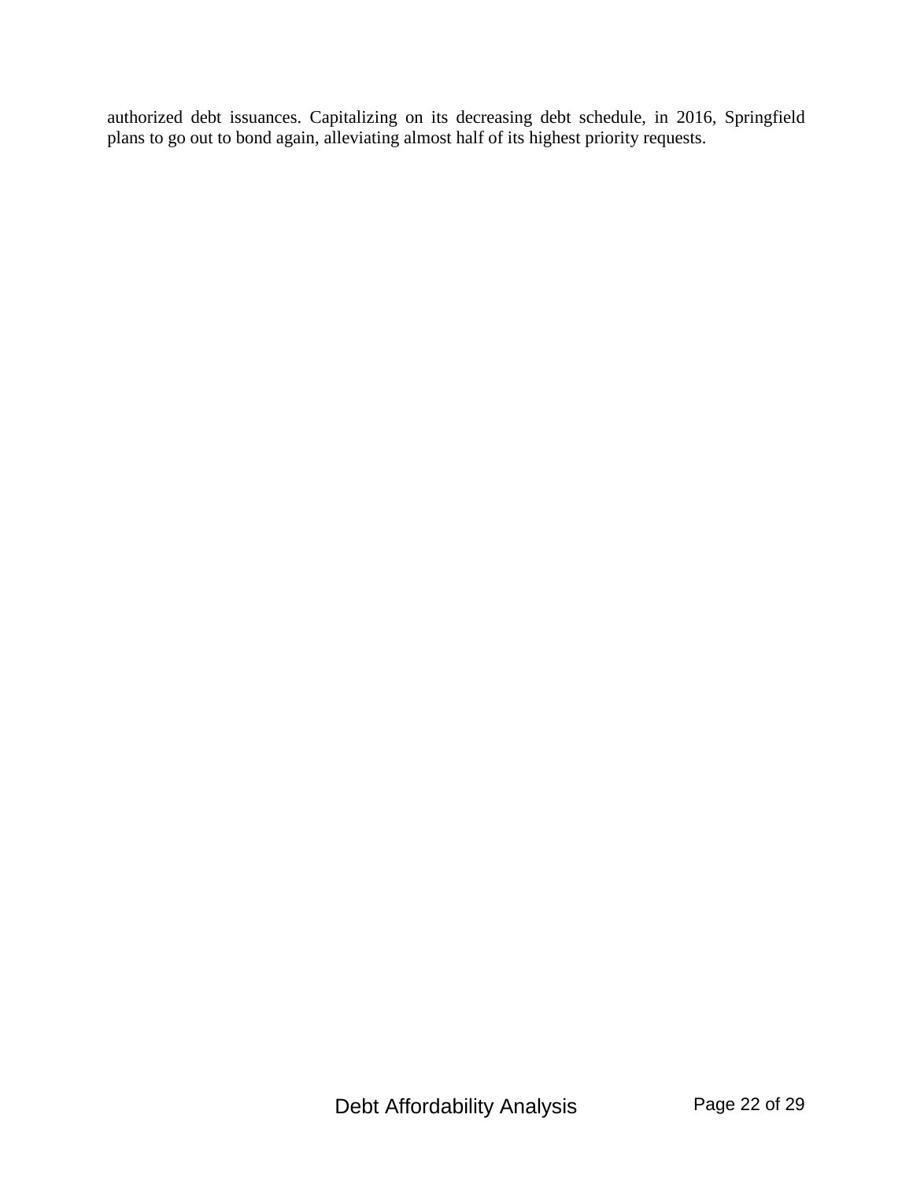authorized debt issuances. Capitalizing on its decreasing debt schedule, in 2016, Springfield plans to go out to bond again, alleviating almost half of its highest priority requests.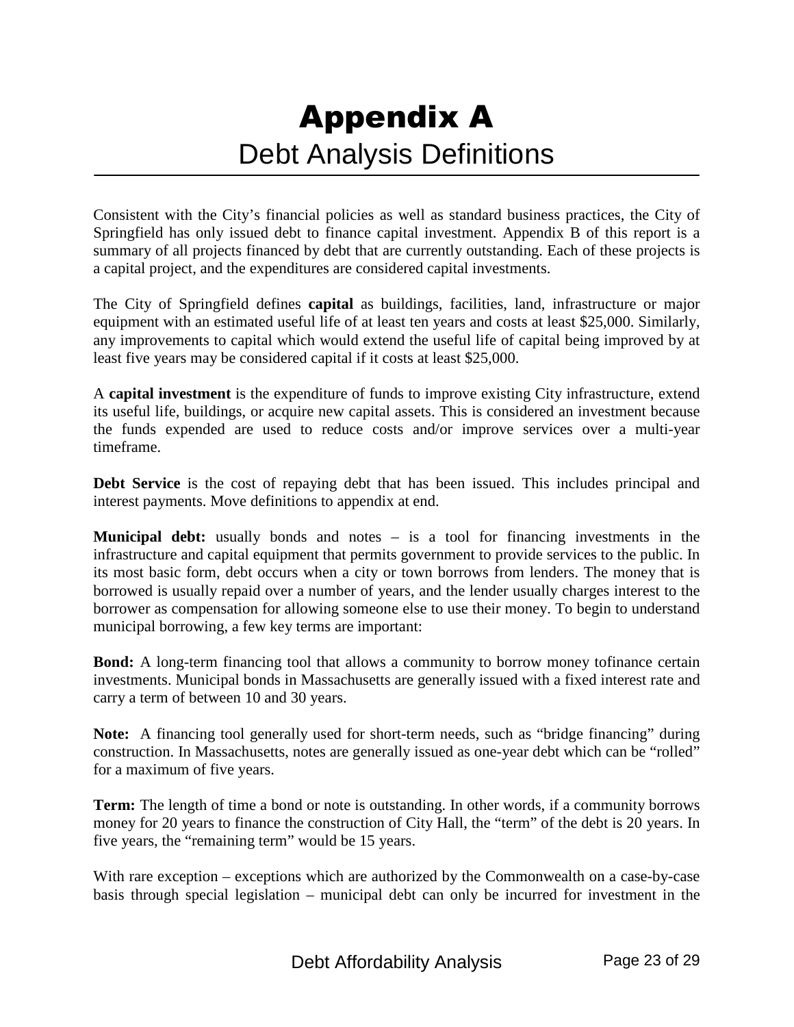# Appendix A

## Debt Analysis Definitions

Consistent with the City's financial policies as well as standard business practices, the City of Springfield has only issued debt to finance capital investment. Appendix B of this report is a summary of all projects financed by debt that are currently outstanding. Each of these projects is a capital project, and the expenditures are considered capital investments.

The City of Springfield defines **capital** as buildings, facilities, land, infrastructure or major equipment with an estimated useful life of at least ten years and costs at least $25,000. Similarly, any improvements to capital which would extend the useful life of capital being improved by at least five years may be considered capital if it costs at least $25,000.

A **capital investment** is the expenditure of funds to improve existing City infrastructure, extend its useful life, buildings, or acquire new capital assets. This is considered an investment because the funds expended are used to reduce costs and/or improve services over a multi-year timeframe.

**Debt Service** is the cost of repaying debt that has been issued. This includes principal and interest payments. Move definitions to appendix at end.

**Municipal debt:** usually bonds and notes – is a tool for financing investments in the infrastructure and capital equipment that permits government to provide services to the public. In its most basic form, debt occurs when a city or town borrows from lenders. The money that is borrowed is usually repaid over a number of years, and the lender usually charges interest to the borrower as compensation for allowing someone else to use their money. To begin to understand municipal borrowing, a few key terms are important:

**Bond:** A long-term financing tool that allows a community to borrow money tofinance certain investments. Municipal bonds in Massachusetts are generally issued with a fixed interest rate and carry a term of between 10 and 30 years.

**Note:** A financing tool generally used for short-term needs, such as "bridge financing" during construction. In Massachusetts, notes are generally issued as one-year debt which can be "rolled" for a maximum of five years.

**Term:** The length of time a bond or note is outstanding. In other words, if a community borrows money for 20 years to finance the construction of City Hall, the "term" of the debt is 20 years. In five years, the "remaining term" would be 15 years.

With rare exception – exceptions which are authorized by the Commonwealth on a case-by-case basis through special legislation – municipal debt can only be incurred for investment in the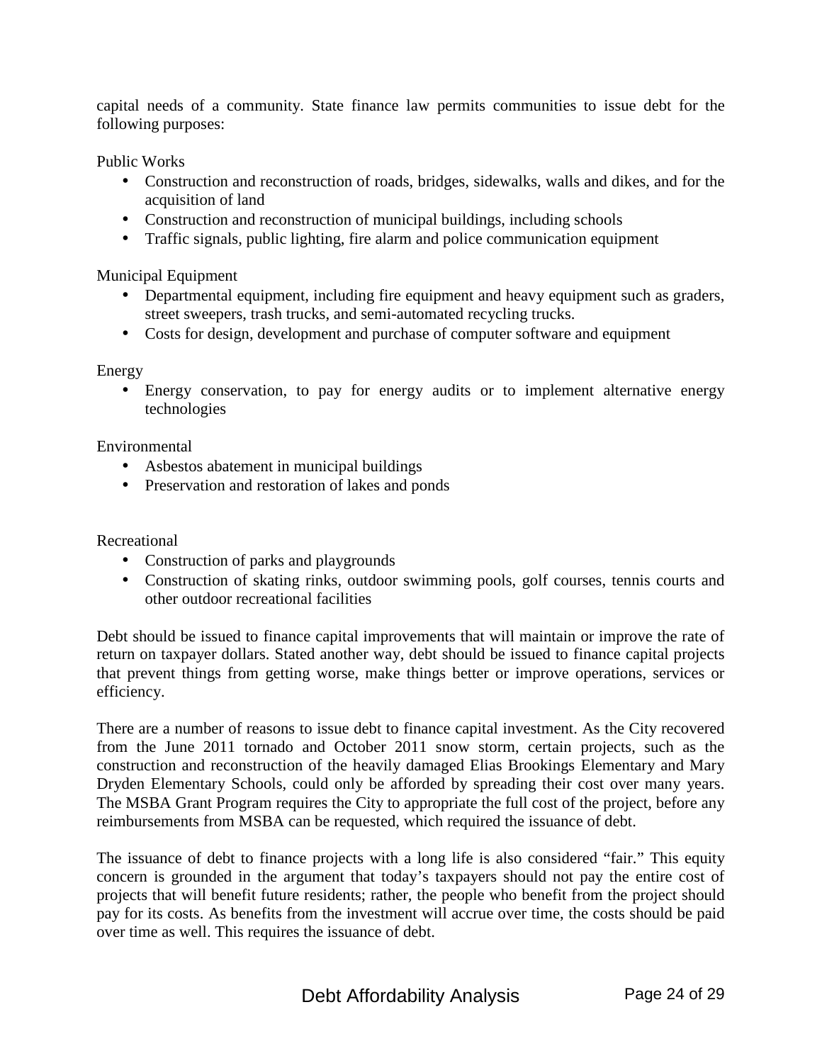capital needs of a community. State finance law permits communities to issue debt for the following purposes:

Public Works

- Construction and reconstruction of roads, bridges, sidewalks, walls and dikes, and for the acquisition of land
- Construction and reconstruction of municipal buildings, including schools
- Traffic signals, public lighting, fire alarm and police communication equipment

Municipal Equipment

- Departmental equipment, including fire equipment and heavy equipment such as graders, street sweepers, trash trucks, and semi-automated recycling trucks.
- Costs for design, development and purchase of computer software and equipment

Energy

- Energy conservation, to pay for energy audits or to implement alternative energy technologies

Environmental

- Asbestos abatement in municipal buildings
- Preservation and restoration of lakes and ponds

Recreational

- Construction of parks and playgrounds
- Construction of skating rinks, outdoor swimming pools, golf courses, tennis courts and other outdoor recreational facilities

Debt should be issued to finance capital improvements that will maintain or improve the rate of return on taxpayer dollars. Stated another way, debt should be issued to finance capital projects that prevent things from getting worse, make things better or improve operations, services or efficiency.

There are a number of reasons to issue debt to finance capital investment. As the City recovered from the June 2011 tornado and October 2011 snow storm, certain projects, such as the construction and reconstruction of the heavily damaged Elias Brookings Elementary and Mary Dryden Elementary Schools, could only be afforded by spreading their cost over many years. The MSBA Grant Program requires the City to appropriate the full cost of the project, before any reimbursements from MSBA can be requested, which required the issuance of debt.

The issuance of debt to finance projects with a long life is also considered "fair." This equity concern is grounded in the argument that today's taxpayers should not pay the entire cost of projects that will benefit future residents; rather, the people who benefit from the project should pay for its costs. As benefits from the investment will accrue over time, the costs should be paid over time as well. This requires the issuance of debt.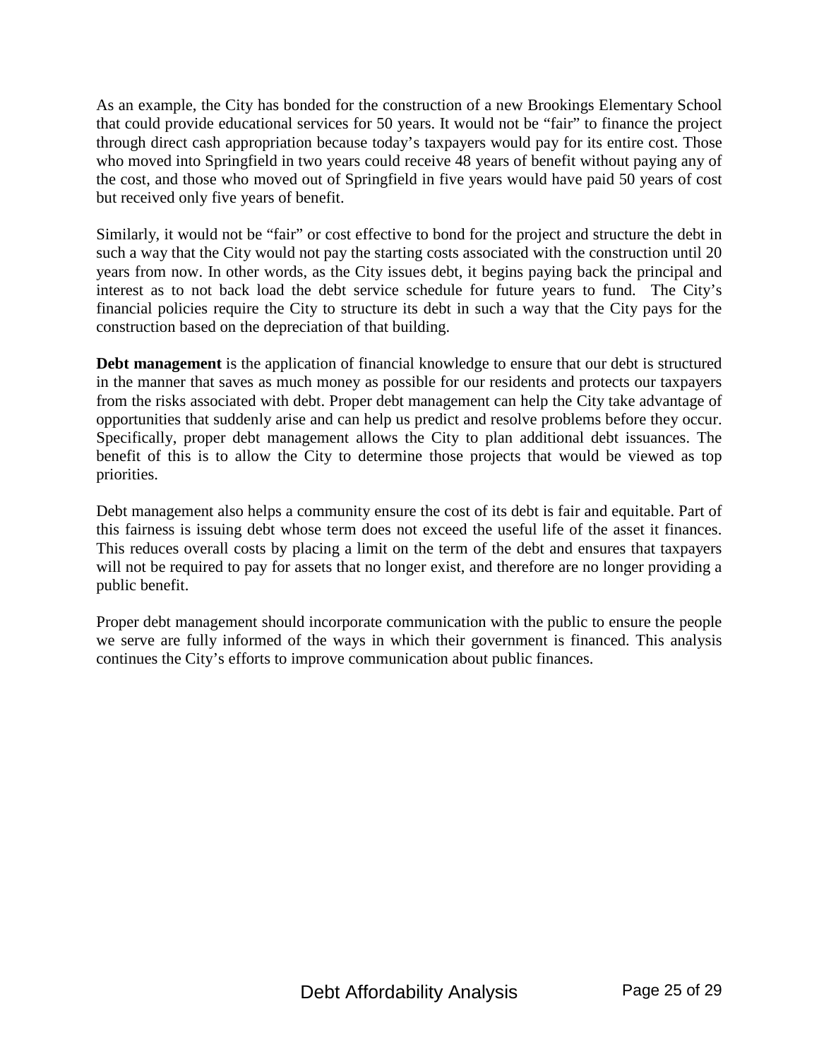As an example, the City has bonded for the construction of a new Brookings Elementary School that could provide educational services for 50 years. It would not be "fair" to finance the project through direct cash appropriation because today's taxpayers would pay for its entire cost. Those who moved into Springfield in two years could receive 48 years of benefit without paying any of the cost, and those who moved out of Springfield in five years would have paid 50 years of cost but received only five years of benefit.

Similarly, it would not be "fair" or cost effective to bond for the project and structure the debt in such a way that the City would not pay the starting costs associated with the construction until 20 years from now. In other words, as the City issues debt, it begins paying back the principal and interest as to not back load the debt service schedule for future years to fund. The City's financial policies require the City to structure its debt in such a way that the City pays for the construction based on the depreciation of that building.

**Debt management** is the application of financial knowledge to ensure that our debt is structured in the manner that saves as much money as possible for our residents and protects our taxpayers from the risks associated with debt. Proper debt management can help the City take advantage of opportunities that suddenly arise and can help us predict and resolve problems before they occur. Specifically, proper debt management allows the City to plan additional debt issuances. The benefit of this is to allow the City to determine those projects that would be viewed as top priorities.

Debt management also helps a community ensure the cost of its debt is fair and equitable. Part of this fairness is issuing debt whose term does not exceed the useful life of the asset it finances. This reduces overall costs by placing a limit on the term of the debt and ensures that taxpayers will not be required to pay for assets that no longer exist, and therefore are no longer providing a public benefit.

Proper debt management should incorporate communication with the public to ensure the people we serve are fully informed of the ways in which their government is financed. This analysis continues the City's efforts to improve communication about public finances.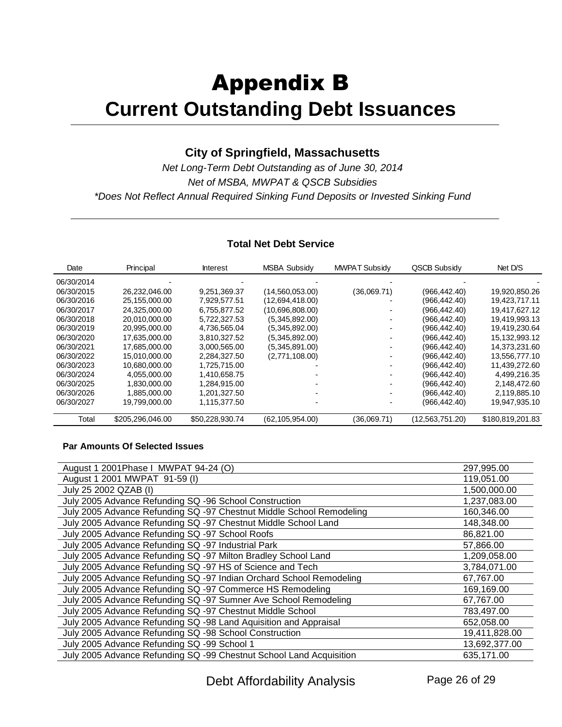# Appendix B

# Current Outstanding Debt Issuances

### City of Springfield, Massachusetts

*Net Long-Term Debt Outstanding as of June 30, 2014*

*Net of MSBA, MWPAT & QSCB Subsidies*

*\*Does Not Reflect Annual Required Sinking Fund Deposits or Invested Sinking Fund*

**Total Net Debt Service**

| Date | Principal | Interest | MSBA Subsidy | MWPAT Subsidy | QSCB Subsidy | Net D/S |
|---|---|---|---|---|---|---|
| 06/30/2014 | - | - | - | - | - | - |
| 06/30/2015 | 26,232,046.00 | 9,251,369.37 | (14,560,053.00) | (36,069.71) | (966,442.40) | 19,920,850.26 |
| 06/30/2016 | 25,155,000.00 | 7,929,577.51 | (12,694,418.00) | - | (966,442.40) | 19,423,717.11 |
| 06/30/2017 | 24,325,000.00 | 6,755,877.52 | (10,696,808.00) | - | (966,442.40) | 19,417,627.12 |
| 06/30/2018 | 20,010,000.00 | 5,722,327.53 | (5,345,892.00) | - | (966,442.40) | 19,419,993.13 |
| 06/30/2019 | 20,995,000.00 | 4,736,565.04 | (5,345,892.00) | - | (966,442.40) | 19,419,230.64 |
| 06/30/2020 | 17,635,000.00 | 3,810,327.52 | (5,345,892.00) | - | (966,442.40) | 15,132,993.12 |
| 06/30/2021 | 17,685,000.00 | 3,000,565.00 | (5,345,891.00) | - | (966,442.40) | 14,373,231.60 |
| 06/30/2022 | 15,010,000.00 | 2,284,327.50 | (2,771,108.00) | - | (966,442.40) | 13,556,777.10 |
| 06/30/2023 | 10,680,000.00 | 1,725,715.00 | - | - | (966,442.40) | 11,439,272.60 |
| 06/30/2024 | 4,055,000.00 | 1,410,658.75 | - | - | (966,442.40) | 4,499,216.35 |
| 06/30/2025 | 1,830,000.00 | 1,284,915.00 | - | - | (966,442.40) | 2,148,472.60 |
| 06/30/2026 | 1,885,000.00 | 1,201,327.50 | - | - | (966,442.40) | 2,119,885.10 |
| 06/30/2027 | 19,799,000.00 | 1,115,377.50 | - | - | (966,442.40) | 19,947,935.10 |
| Total | $205,296,046.00 | $50,228,930.74 | (62,105,954.00) | (36,069.71) | (12,563,751.20) | $180,819,201.83 |

**Par Amounts Of Selected Issues**

| Issue | Par Amount |
|---|---|
| August 1 2001Phase I MWPAT 94-24 (O) | 297,995.00 |
| August 1 2001 MWPAT 91-59 (I) | 119,051.00 |
| July 25 2002 QZAB (I) | 1,500,000.00 |
| July 2005 Advance Refunding SQ -96 School Construction | 1,237,083.00 |
| July 2005 Advance Refunding SQ -97 Chestnut Middle School Remodeling | 160,346.00 |
| July 2005 Advance Refunding SQ -97 Chestnut Middle School Land | 148,348.00 |
| July 2005 Advance Refunding SQ -97 School Roofs | 86,821.00 |
| July 2005 Advance Refunding SQ -97 Industrial Park | 57,866.00 |
| July 2005 Advance Refunding SQ -97 Milton Bradley School Land | 1,209,058.00 |
| July 2005 Advance Refunding SQ -97 HS of Science and Tech | 3,784,071.00 |
| July 2005 Advance Refunding SQ -97 Indian Orchard School Remodeling | 67,767.00 |
| July 2005 Advance Refunding SQ -97 Commerce HS Remodeling | 169,169.00 |
| July 2005 Advance Refunding SQ -97 Sumner Ave School Remodeling | 67,767.00 |
| July 2005 Advance Refunding SQ -97 Chestnut Middle School | 783,497.00 |
| July 2005 Advance Refunding SQ -98 Land Aquisition and Appraisal | 652,058.00 |
| July 2005 Advance Refunding SQ -98 School Construction | 19,411,828.00 |
| July 2005 Advance Refunding SQ -99 School 1 | 13,692,377.00 |
| July 2005 Advance Refunding SQ -99 Chestnut School Land Acquisition | 635,171.00 |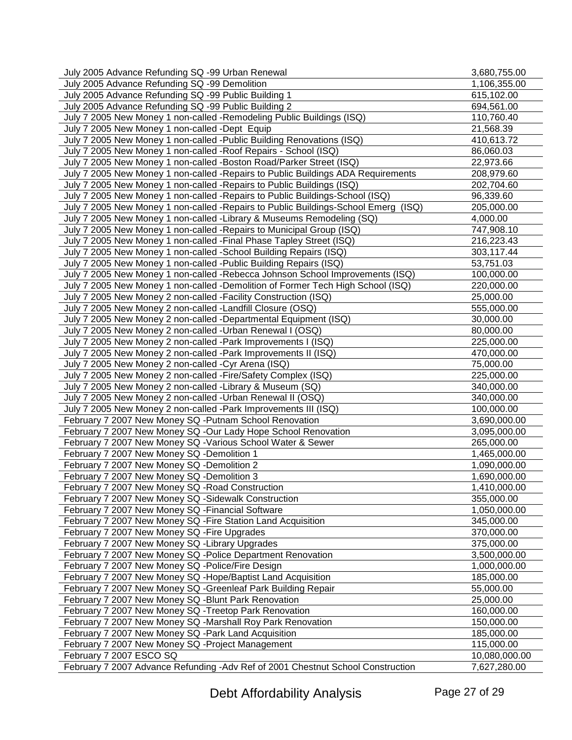| | |
|---|---|
| July 2005 Advance Refunding SQ -99 Urban Renewal | 3,680,755.00 |
| July 2005 Advance Refunding SQ -99 Demolition | 1,106,355.00 |
| July 2005 Advance Refunding SQ -99 Public Building 1 | 615,102.00 |
| July 2005 Advance Refunding SQ -99 Public Building 2 | 694,561.00 |
| July 7 2005 New Money 1 non-called -Remodeling Public Buildings (ISQ) | 110,760.40 |
| July 7 2005 New Money 1 non-called -Dept Equip | 21,568.39 |
| July 7 2005 New Money 1 non-called -Public Building Renovations (ISQ) | 410,613.72 |
| July 7 2005 New Money 1 non-called -Roof Repairs - School (ISQ) | 86,060.03 |
| July 7 2005 New Money 1 non-called -Boston Road/Parker Street (ISQ) | 22,973.66 |
| July 7 2005 New Money 1 non-called -Repairs to Public Buildings ADA Requirements | 208,979.60 |
| July 7 2005 New Money 1 non-called -Repairs to Public Buildings (ISQ) | 202,704.60 |
| July 7 2005 New Money 1 non-called -Repairs to Public Buildings-School (ISQ) | 96,339.60 |
| July 7 2005 New Money 1 non-called -Repairs to Public Buildings-School Emerg (ISQ) | 205,000.00 |
| July 7 2005 New Money 1 non-called -Library & Museums Remodeling (SQ) | 4,000.00 |
| July 7 2005 New Money 1 non-called -Repairs to Municipal Group (ISQ) | 747,908.10 |
| July 7 2005 New Money 1 non-called -Final Phase Tapley Street (ISQ) | 216,223.43 |
| July 7 2005 New Money 1 non-called -School Building Repairs (ISQ) | 303,117.44 |
| July 7 2005 New Money 1 non-called -Public Building Repairs (ISQ) | 53,751.03 |
| July 7 2005 New Money 1 non-called -Rebecca Johnson School Improvements (ISQ) | 100,000.00 |
| July 7 2005 New Money 1 non-called -Demolition of Former Tech High School (ISQ) | 220,000.00 |
| July 7 2005 New Money 2 non-called -Facility Construction (ISQ) | 25,000.00 |
| July 7 2005 New Money 2 non-called -Landfill Closure (OSQ) | 555,000.00 |
| July 7 2005 New Money 2 non-called -Departmental Equipment (ISQ) | 30,000.00 |
| July 7 2005 New Money 2 non-called -Urban Renewal I (OSQ) | 80,000.00 |
| July 7 2005 New Money 2 non-called -Park Improvements I (ISQ) | 225,000.00 |
| July 7 2005 New Money 2 non-called -Park Improvements II (ISQ) | 470,000.00 |
| July 7 2005 New Money 2 non-called -Cyr Arena (ISQ) | 75,000.00 |
| July 7 2005 New Money 2 non-called -Fire/Safety Complex (ISQ) | 225,000.00 |
| July 7 2005 New Money 2 non-called -Library & Museum (SQ) | 340,000.00 |
| July 7 2005 New Money 2 non-called -Urban Renewal II (OSQ) | 340,000.00 |
| July 7 2005 New Money 2 non-called -Park Improvements III (ISQ) | 100,000.00 |
| February 7 2007 New Money SQ -Putnam School Renovation | 3,690,000.00 |
| February 7 2007 New Money SQ -Our Lady Hope School Renovation | 3,095,000.00 |
| February 7 2007 New Money SQ -Various School Water & Sewer | 265,000.00 |
| February 7 2007 New Money SQ -Demolition 1 | 1,465,000.00 |
| February 7 2007 New Money SQ -Demolition 2 | 1,090,000.00 |
| February 7 2007 New Money SQ -Demolition 3 | 1,690,000.00 |
| February 7 2007 New Money SQ -Road Construction | 1,410,000.00 |
| February 7 2007 New Money SQ -Sidewalk Construction | 355,000.00 |
| February 7 2007 New Money SQ -Financial Software | 1,050,000.00 |
| February 7 2007 New Money SQ -Fire Station Land Acquisition | 345,000.00 |
| February 7 2007 New Money SQ -Fire Upgrades | 370,000.00 |
| February 7 2007 New Money SQ -Library Upgrades | 375,000.00 |
| February 7 2007 New Money SQ -Police Department Renovation | 3,500,000.00 |
| February 7 2007 New Money SQ -Police/Fire Design | 1,000,000.00 |
| February 7 2007 New Money SQ -Hope/Baptist Land Acquisition | 185,000.00 |
| February 7 2007 New Money SQ -Greenleaf Park Building Repair | 55,000.00 |
| February 7 2007 New Money SQ -Blunt Park Renovation | 25,000.00 |
| February 7 2007 New Money SQ -Treetop Park Renovation | 160,000.00 |
| February 7 2007 New Money SQ -Marshall Roy Park Renovation | 150,000.00 |
| February 7 2007 New Money SQ -Park Land Acquisition | 185,000.00 |
| February 7 2007 New Money SQ -Project Management | 115,000.00 |
| February 7 2007 ESCO SQ | 10,080,000.00 |
| February 7 2007 Advance Refunding -Adv Ref of 2001 Chestnut School Construction | 7,627,280.00 |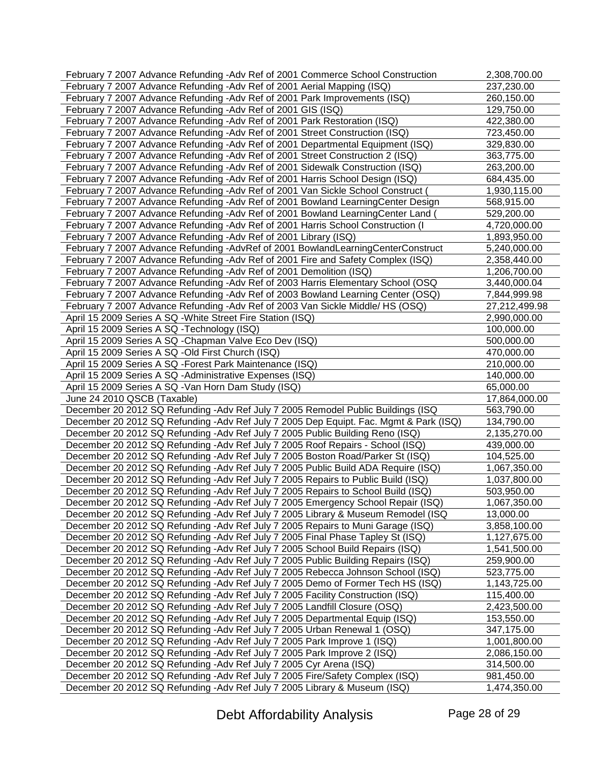| | |
|---|---|
| February 7 2007 Advance Refunding -Adv Ref of 2001 Commerce School Construction | 2,308,700.00 |
| February 7 2007 Advance Refunding -Adv Ref of 2001 Aerial Mapping (ISQ) | 237,230.00 |
| February 7 2007 Advance Refunding -Adv Ref of 2001 Park Improvements (ISQ) | 260,150.00 |
| February 7 2007 Advance Refunding -Adv Ref of 2001 GIS (ISQ) | 129,750.00 |
| February 7 2007 Advance Refunding -Adv Ref of 2001 Park Restoration (ISQ) | 422,380.00 |
| February 7 2007 Advance Refunding -Adv Ref of 2001 Street Construction (ISQ) | 723,450.00 |
| February 7 2007 Advance Refunding -Adv Ref of 2001 Departmental Equipment (ISQ) | 329,830.00 |
| February 7 2007 Advance Refunding -Adv Ref of 2001 Street Construction 2 (ISQ) | 363,775.00 |
| February 7 2007 Advance Refunding -Adv Ref of 2001 Sidewalk Construction (ISQ) | 263,200.00 |
| February 7 2007 Advance Refunding -Adv Ref of 2001 Harris School Design (ISQ) | 684,435.00 |
| February 7 2007 Advance Refunding -Adv Ref of 2001 Van Sickle School Construct ( | 1,930,115.00 |
| February 7 2007 Advance Refunding -Adv Ref of 2001 Bowland LearningCenter Design | 568,915.00 |
| February 7 2007 Advance Refunding -Adv Ref of 2001 Bowland LearningCenter Land ( | 529,200.00 |
| February 7 2007 Advance Refunding -Adv Ref of 2001 Harris School Construction (I | 4,720,000.00 |
| February 7 2007 Advance Refunding -Adv Ref of 2001 Library (ISQ) | 1,893,950.00 |
| February 7 2007 Advance Refunding -AdvRef of 2001 BowlandLearningCenterConstruct | 5,240,000.00 |
| February 7 2007 Advance Refunding -Adv Ref of 2001 Fire and Safety Complex (ISQ) | 2,358,440.00 |
| February 7 2007 Advance Refunding -Adv Ref of 2001 Demolition (ISQ) | 1,206,700.00 |
| February 7 2007 Advance Refunding -Adv Ref of 2003 Harris Elementary School (OSQ | 3,440,000.04 |
| February 7 2007 Advance Refunding -Adv Ref of 2003 Bowland Learning Center (OSQ) | 7,844,999.98 |
| February 7 2007 Advance Refunding -Adv Ref of 2003 Van Sickle Middle/ HS (OSQ) | 27,212,499.98 |
| April 15 2009 Series A SQ -White Street Fire Station (ISQ) | 2,990,000.00 |
| April 15 2009 Series A SQ -Technology (ISQ) | 100,000.00 |
| April 15 2009 Series A SQ -Chapman Valve Eco Dev (ISQ) | 500,000.00 |
| April 15 2009 Series A SQ -Old First Church (ISQ) | 470,000.00 |
| April 15 2009 Series A SQ -Forest Park Maintenance (ISQ) | 210,000.00 |
| April 15 2009 Series A SQ -Administrative Expenses (ISQ) | 140,000.00 |
| April 15 2009 Series A SQ -Van Horn Dam Study (ISQ) | 65,000.00 |
| June 24 2010 QSCB (Taxable) | 17,864,000.00 |
| December 20 2012 SQ Refunding -Adv Ref July 7 2005 Remodel Public Buildings (ISQ | 563,790.00 |
| December 20 2012 SQ Refunding -Adv Ref July 7 2005 Dep Equipt. Fac. Mgmt & Park (ISQ) | 134,790.00 |
| December 20 2012 SQ Refunding -Adv Ref July 7 2005 Public Building Reno (ISQ) | 2,135,270.00 |
| December 20 2012 SQ Refunding -Adv Ref July 7 2005 Roof Repairs - School (ISQ) | 439,000.00 |
| December 20 2012 SQ Refunding -Adv Ref July 7 2005 Boston Road/Parker St (ISQ) | 104,525.00 |
| December 20 2012 SQ Refunding -Adv Ref July 7 2005 Public Build ADA Require (ISQ) | 1,067,350.00 |
| December 20 2012 SQ Refunding -Adv Ref July 7 2005 Repairs to Public Build (ISQ) | 1,037,800.00 |
| December 20 2012 SQ Refunding -Adv Ref July 7 2005 Repairs to School Build (ISQ) | 503,950.00 |
| December 20 2012 SQ Refunding -Adv Ref July 7 2005 Emergency School Repair (ISQ) | 1,067,350.00 |
| December 20 2012 SQ Refunding -Adv Ref July 7 2005 Library & Museum Remodel (ISQ | 13,000.00 |
| December 20 2012 SQ Refunding -Adv Ref July 7 2005 Repairs to Muni Garage (ISQ) | 3,858,100.00 |
| December 20 2012 SQ Refunding -Adv Ref July 7 2005 Final Phase Tapley St (ISQ) | 1,127,675.00 |
| December 20 2012 SQ Refunding -Adv Ref July 7 2005 School Build Repairs (ISQ) | 1,541,500.00 |
| December 20 2012 SQ Refunding -Adv Ref July 7 2005 Public Building Repairs (ISQ) | 259,900.00 |
| December 20 2012 SQ Refunding -Adv Ref July 7 2005 Rebecca Johnson School (ISQ) | 523,775.00 |
| December 20 2012 SQ Refunding -Adv Ref July 7 2005 Demo of Former Tech HS (ISQ) | 1,143,725.00 |
| December 20 2012 SQ Refunding -Adv Ref July 7 2005 Facility Construction (ISQ) | 115,400.00 |
| December 20 2012 SQ Refunding -Adv Ref July 7 2005 Landfill Closure (OSQ) | 2,423,500.00 |
| December 20 2012 SQ Refunding -Adv Ref July 7 2005 Departmental Equip (ISQ) | 153,550.00 |
| December 20 2012 SQ Refunding -Adv Ref July 7 2005 Urban Renewal 1 (OSQ) | 347,175.00 |
| December 20 2012 SQ Refunding -Adv Ref July 7 2005 Park Improve 1 (ISQ) | 1,001,800.00 |
| December 20 2012 SQ Refunding -Adv Ref July 7 2005 Park Improve 2 (ISQ) | 2,086,150.00 |
| December 20 2012 SQ Refunding -Adv Ref July 7 2005 Cyr Arena (ISQ) | 314,500.00 |
| December 20 2012 SQ Refunding -Adv Ref July 7 2005 Fire/Safety Complex (ISQ) | 981,450.00 |
| December 20 2012 SQ Refunding -Adv Ref July 7 2005 Library & Museum (ISQ) | 1,474,350.00 |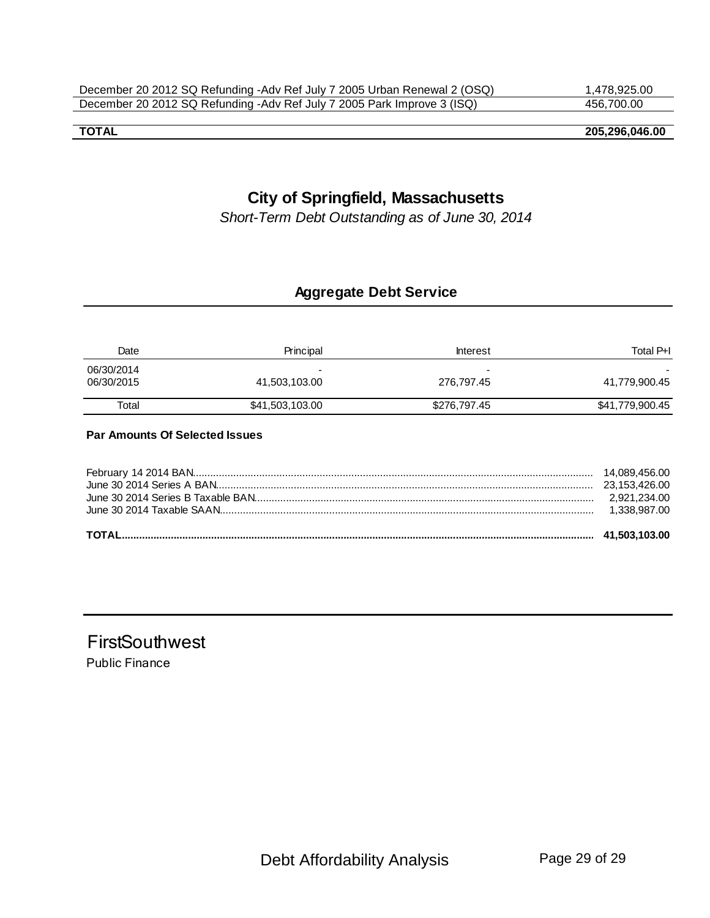| | |
|---|---|
| December 20 2012 SQ Refunding -Adv Ref July 7 2005 Urban Renewal 2 (OSQ) | 1,478,925.00 |
| December 20 2012 SQ Refunding -Adv Ref July 7 2005 Park Improve 3 (ISQ) | 456,700.00 |
| **TOTAL** | **205,296,046.00** |

## City of Springfield, Massachusetts

*Short-Term Debt Outstanding as of June 30, 2014*

### Aggregate Debt Service

| Date | Principal | Interest | Total P+I |
|---|---|---|---|
| 06/30/2014 | - | - | - |
| 06/30/2015 | 41,503,103.00 | 276,797.45 | 41,779,900.45 |
| Total | $41,503,103.00 | $276,797.45 | $41,779,900.45 |

**Par Amounts Of Selected Issues**

| | |
|---|---|
| February 14 2014 BAN | 14,089,456.00 |
| June 30 2014 Series A BAN | 23,153,426.00 |
| June 30 2014 Series B Taxable BAN | 2,921,234.00 |
| June 30 2014 Taxable SAAN | 1,338,987.00 |
| **TOTAL** | **41,503,103.00** |

FirstSouthwest
Public Finance

Debt Affordability Analysis